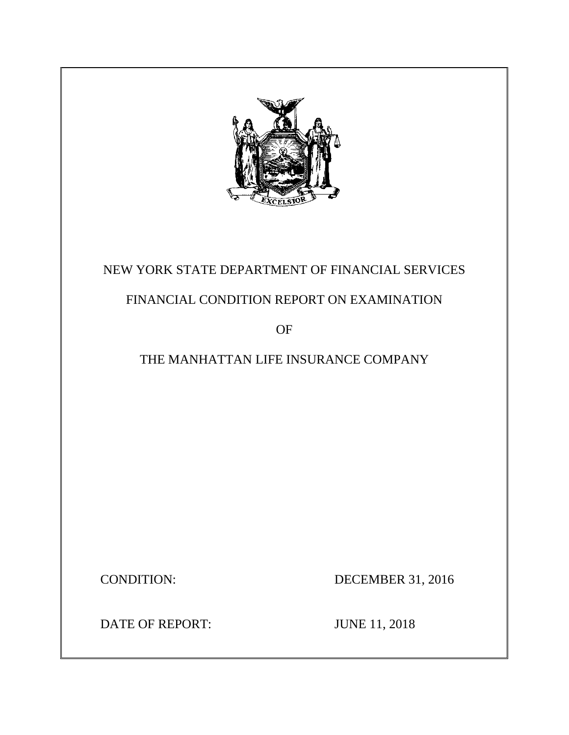# NEW YORK STATE DEPARTMENT OF FINANCIAL SERVICES

## FINANCIAL CONDITION REPORT ON EXAMINATION

## OF

## THE MANHATTAN LIFE INSURANCE COMPANY

CONDITION: DECEMBER 31, 2016

DATE OF REPORT: JUNE 11, 2018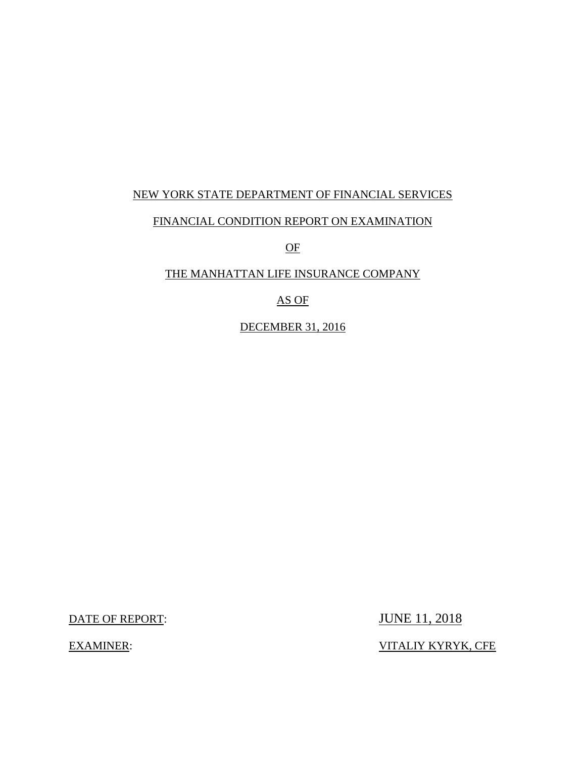NEW YORK STATE DEPARTMENT OF FINANCIAL SERVICES

FINANCIAL CONDITION REPORT ON EXAMINATION

OF

THE MANHATTAN LIFE INSURANCE COMPANY

AS OF

DECEMBER 31, 2016

DATE OF REPORT: JUNE 11, 2018

EXAMINER: VITALIY KYRYK, CFE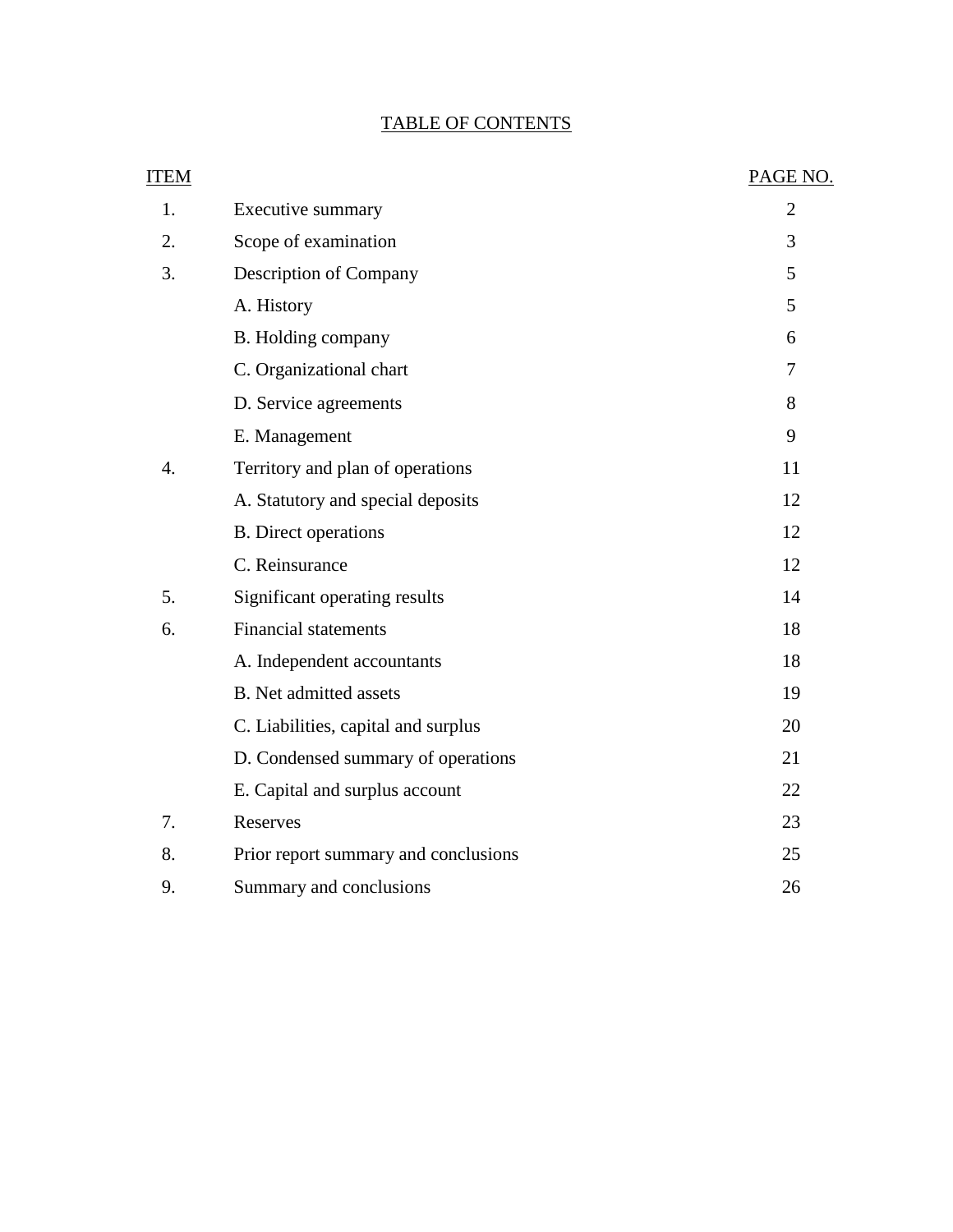# TABLE OF CONTENTS

| ITEM | | PAGE NO. |
|---|---|---|
| 1. | Executive summary | 2 |
| 2. | Scope of examination | 3 |
| 3. | Description of Company | 5 |
| | A. History | 5 |
| | B. Holding company | 6 |
| | C. Organizational chart | 7 |
| | D. Service agreements | 8 |
| | E. Management | 9 |
| 4. | Territory and plan of operations | 11 |
| | A. Statutory and special deposits | 12 |
| | B. Direct operations | 12 |
| | C. Reinsurance | 12 |
| 5. | Significant operating results | 14 |
| 6. | Financial statements | 18 |
| | A. Independent accountants | 18 |
| | B. Net admitted assets | 19 |
| | C. Liabilities, capital and surplus | 20 |
| | D. Condensed summary of operations | 21 |
| | E. Capital and surplus account | 22 |
| 7. | Reserves | 23 |
| 8. | Prior report summary and conclusions | 25 |
| 9. | Summary and conclusions | 26 |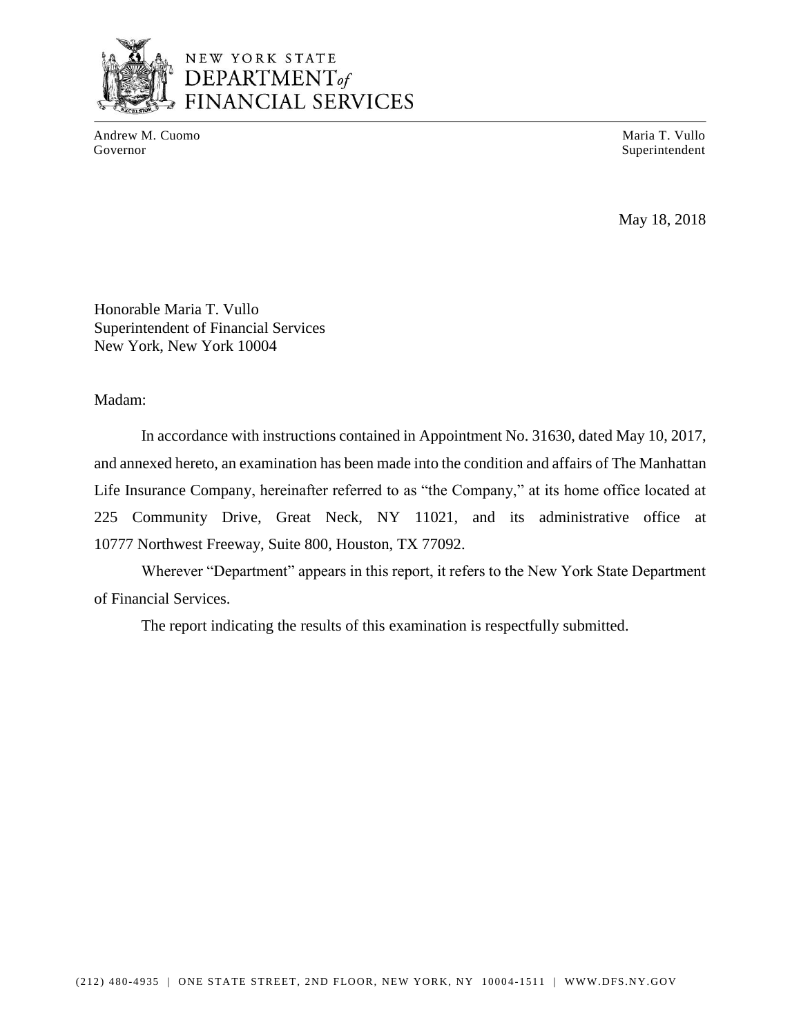NEW YORK STATE
DEPARTMENT *of*
FINANCIAL SERVICES

Andrew M. Cuomo
Governor

Maria T. Vullo
Superintendent

May 18, 2018

Honorable Maria T. Vullo
Superintendent of Financial Services
New York, New York 10004

Madam:

In accordance with instructions contained in Appointment No. 31630, dated May 10, 2017, and annexed hereto, an examination has been made into the condition and affairs of The Manhattan Life Insurance Company, hereinafter referred to as "the Company," at its home office located at 225 Community Drive, Great Neck, NY 11021, and its administrative office at 10777 Northwest Freeway, Suite 800, Houston, TX 77092.

Wherever "Department" appears in this report, it refers to the New York State Department of Financial Services.

The report indicating the results of this examination is respectfully submitted.

(212) 480-4935 | ONE STATE STREET, 2ND FLOOR, NEW YORK, NY 10004-1511 | WWW.DFS.NY.GOV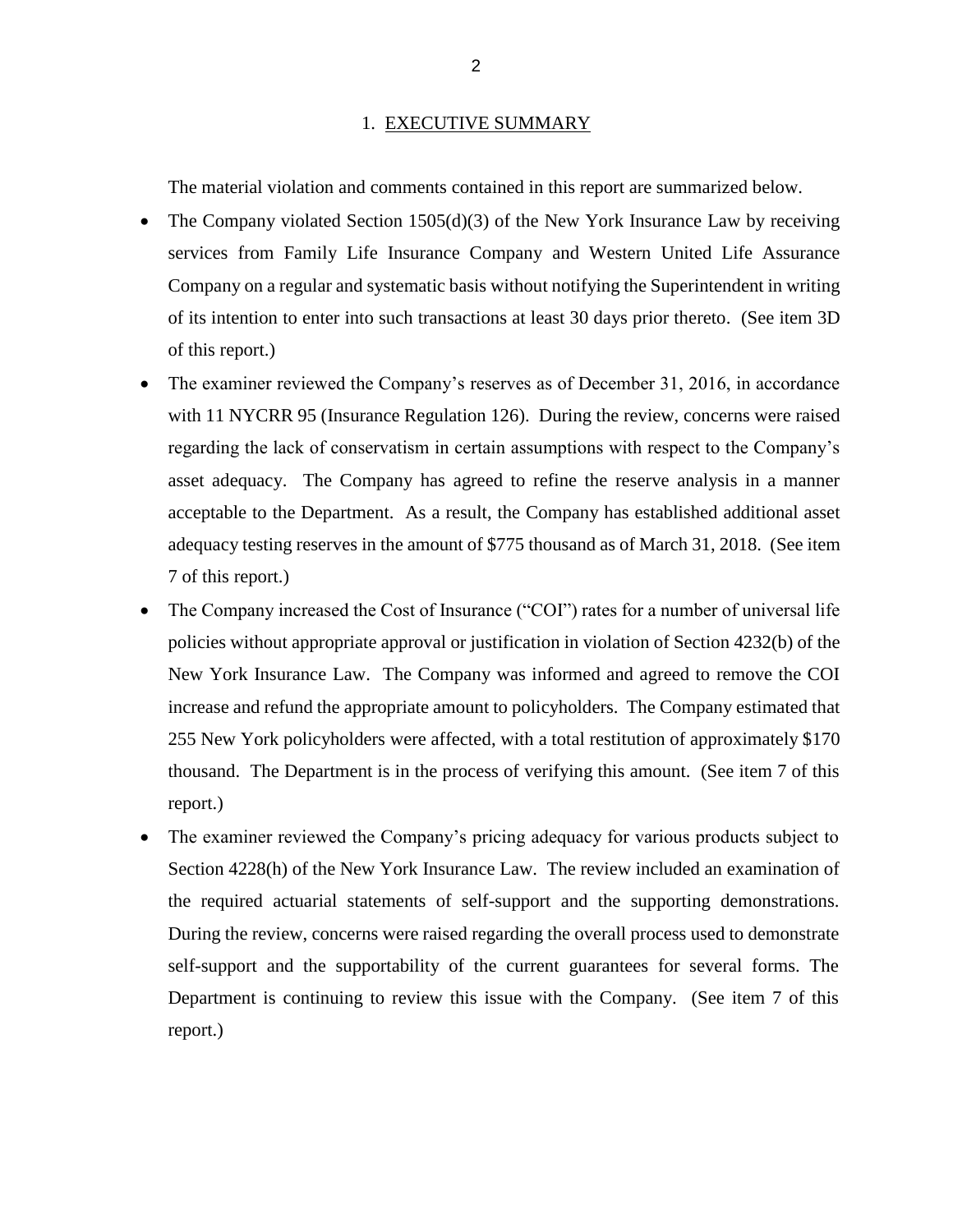## 1. EXECUTIVE SUMMARY

The material violation and comments contained in this report are summarized below.

- The Company violated Section 1505(d)(3) of the New York Insurance Law by receiving services from Family Life Insurance Company and Western United Life Assurance Company on a regular and systematic basis without notifying the Superintendent in writing of its intention to enter into such transactions at least 30 days prior thereto. (See item 3D of this report.)
- The examiner reviewed the Company's reserves as of December 31, 2016, in accordance with 11 NYCRR 95 (Insurance Regulation 126). During the review, concerns were raised regarding the lack of conservatism in certain assumptions with respect to the Company's asset adequacy. The Company has agreed to refine the reserve analysis in a manner acceptable to the Department. As a result, the Company has established additional asset adequacy testing reserves in the amount of $775 thousand as of March 31, 2018. (See item 7 of this report.)
- The Company increased the Cost of Insurance ("COI") rates for a number of universal life policies without appropriate approval or justification in violation of Section 4232(b) of the New York Insurance Law. The Company was informed and agreed to remove the COI increase and refund the appropriate amount to policyholders. The Company estimated that 255 New York policyholders were affected, with a total restitution of approximately $170 thousand. The Department is in the process of verifying this amount. (See item 7 of this report.)
- The examiner reviewed the Company's pricing adequacy for various products subject to Section 4228(h) of the New York Insurance Law. The review included an examination of the required actuarial statements of self-support and the supporting demonstrations. During the review, concerns were raised regarding the overall process used to demonstrate self-support and the supportability of the current guarantees for several forms. The Department is continuing to review this issue with the Company. (See item 7 of this report.)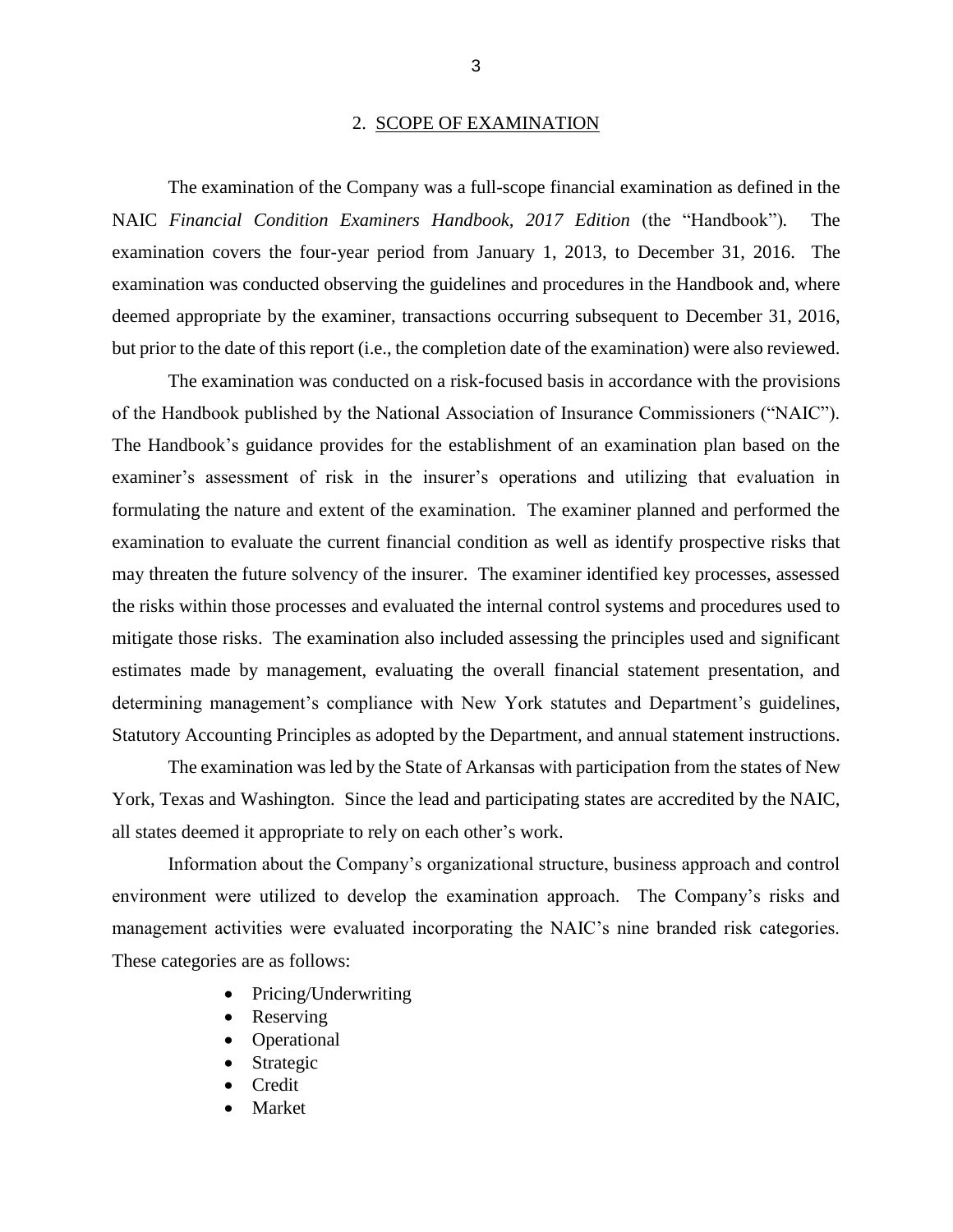## 2. SCOPE OF EXAMINATION

The examination of the Company was a full-scope financial examination as defined in the NAIC *Financial Condition Examiners Handbook, 2017 Edition* (the "Handbook"). The examination covers the four-year period from January 1, 2013, to December 31, 2016. The examination was conducted observing the guidelines and procedures in the Handbook and, where deemed appropriate by the examiner, transactions occurring subsequent to December 31, 2016, but prior to the date of this report (i.e., the completion date of the examination) were also reviewed.

The examination was conducted on a risk-focused basis in accordance with the provisions of the Handbook published by the National Association of Insurance Commissioners ("NAIC"). The Handbook's guidance provides for the establishment of an examination plan based on the examiner's assessment of risk in the insurer's operations and utilizing that evaluation in formulating the nature and extent of the examination. The examiner planned and performed the examination to evaluate the current financial condition as well as identify prospective risks that may threaten the future solvency of the insurer. The examiner identified key processes, assessed the risks within those processes and evaluated the internal control systems and procedures used to mitigate those risks. The examination also included assessing the principles used and significant estimates made by management, evaluating the overall financial statement presentation, and determining management's compliance with New York statutes and Department's guidelines, Statutory Accounting Principles as adopted by the Department, and annual statement instructions.

The examination was led by the State of Arkansas with participation from the states of New York, Texas and Washington. Since the lead and participating states are accredited by the NAIC, all states deemed it appropriate to rely on each other's work.

Information about the Company's organizational structure, business approach and control environment were utilized to develop the examination approach. The Company's risks and management activities were evaluated incorporating the NAIC's nine branded risk categories. These categories are as follows:

- Pricing/Underwriting
- Reserving
- Operational
- Strategic
- Credit
- Market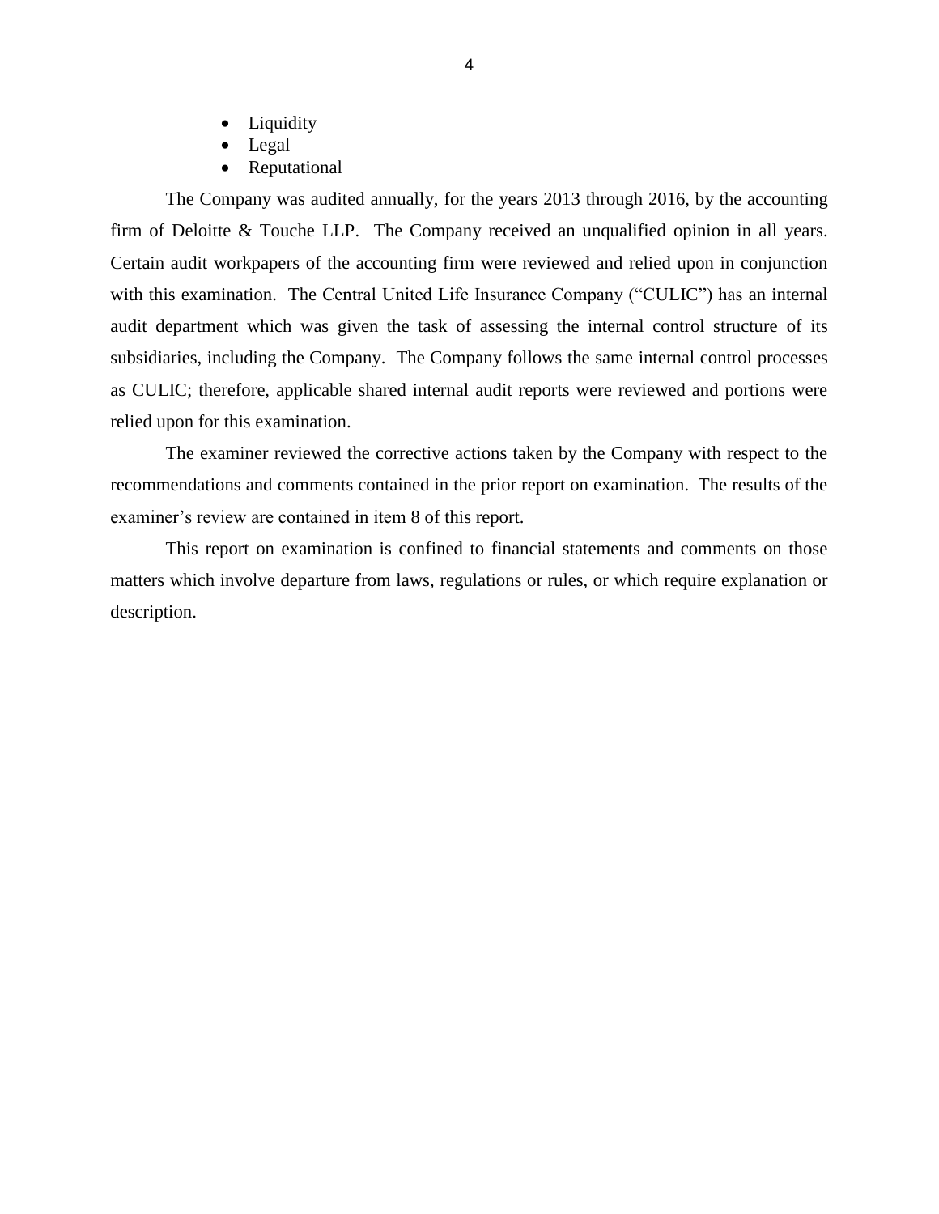- Liquidity
- Legal
- Reputational

The Company was audited annually, for the years 2013 through 2016, by the accounting firm of Deloitte & Touche LLP. The Company received an unqualified opinion in all years. Certain audit workpapers of the accounting firm were reviewed and relied upon in conjunction with this examination. The Central United Life Insurance Company ("CULIC") has an internal audit department which was given the task of assessing the internal control structure of its subsidiaries, including the Company. The Company follows the same internal control processes as CULIC; therefore, applicable shared internal audit reports were reviewed and portions were relied upon for this examination.

The examiner reviewed the corrective actions taken by the Company with respect to the recommendations and comments contained in the prior report on examination. The results of the examiner's review are contained in item 8 of this report.

This report on examination is confined to financial statements and comments on those matters which involve departure from laws, regulations or rules, or which require explanation or description.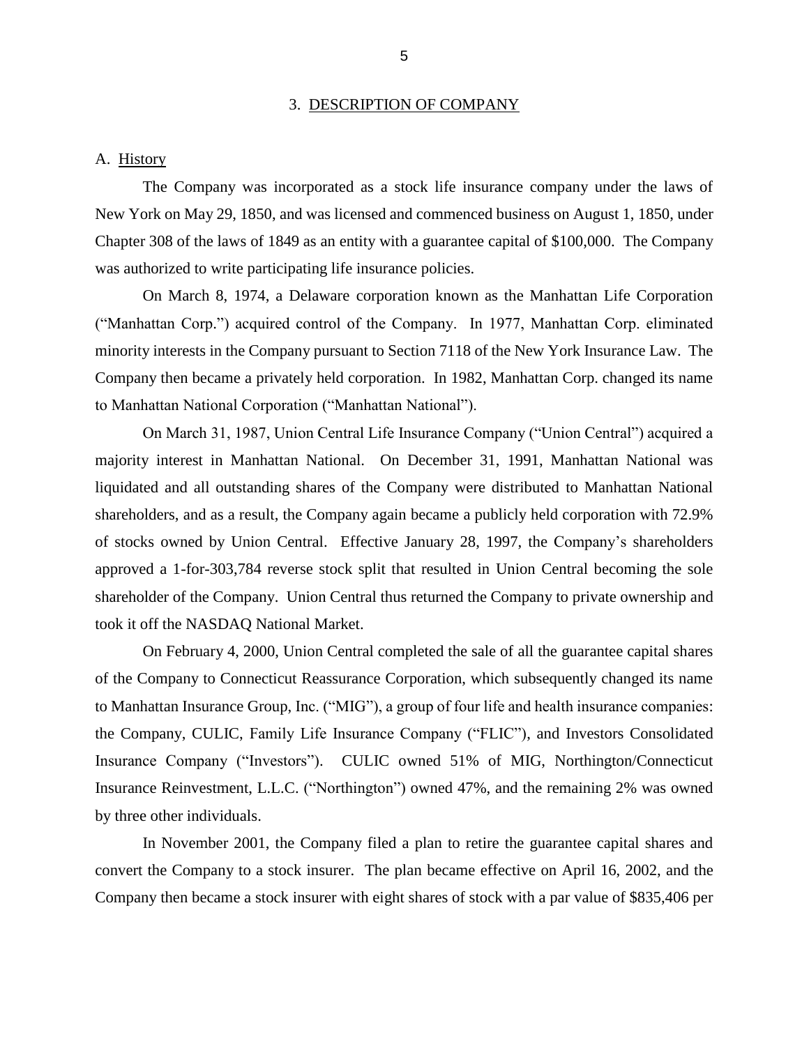## 3. DESCRIPTION OF COMPANY

### A. History

The Company was incorporated as a stock life insurance company under the laws of New York on May 29, 1850, and was licensed and commenced business on August 1, 1850, under Chapter 308 of the laws of 1849 as an entity with a guarantee capital of $100,000. The Company was authorized to write participating life insurance policies.

On March 8, 1974, a Delaware corporation known as the Manhattan Life Corporation ("Manhattan Corp.") acquired control of the Company. In 1977, Manhattan Corp. eliminated minority interests in the Company pursuant to Section 7118 of the New York Insurance Law. The Company then became a privately held corporation. In 1982, Manhattan Corp. changed its name to Manhattan National Corporation ("Manhattan National").

On March 31, 1987, Union Central Life Insurance Company ("Union Central") acquired a majority interest in Manhattan National. On December 31, 1991, Manhattan National was liquidated and all outstanding shares of the Company were distributed to Manhattan National shareholders, and as a result, the Company again became a publicly held corporation with 72.9% of stocks owned by Union Central. Effective January 28, 1997, the Company's shareholders approved a 1-for-303,784 reverse stock split that resulted in Union Central becoming the sole shareholder of the Company. Union Central thus returned the Company to private ownership and took it off the NASDAQ National Market.

On February 4, 2000, Union Central completed the sale of all the guarantee capital shares of the Company to Connecticut Reassurance Corporation, which subsequently changed its name to Manhattan Insurance Group, Inc. ("MIG"), a group of four life and health insurance companies: the Company, CULIC, Family Life Insurance Company ("FLIC"), and Investors Consolidated Insurance Company ("Investors"). CULIC owned 51% of MIG, Northington/Connecticut Insurance Reinvestment, L.L.C. ("Northington") owned 47%, and the remaining 2% was owned by three other individuals.

In November 2001, the Company filed a plan to retire the guarantee capital shares and convert the Company to a stock insurer. The plan became effective on April 16, 2002, and the Company then became a stock insurer with eight shares of stock with a par value of $835,406 per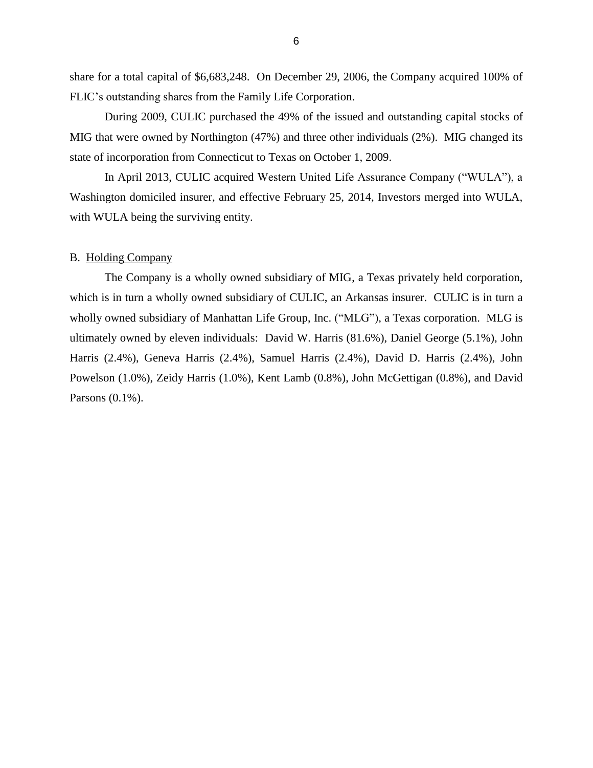share for a total capital of $6,683,248. On December 29, 2006, the Company acquired 100% of FLIC's outstanding shares from the Family Life Corporation.

During 2009, CULIC purchased the 49% of the issued and outstanding capital stocks of MIG that were owned by Northington (47%) and three other individuals (2%). MIG changed its state of incorporation from Connecticut to Texas on October 1, 2009.

In April 2013, CULIC acquired Western United Life Assurance Company ("WULA"), a Washington domiciled insurer, and effective February 25, 2014, Investors merged into WULA, with WULA being the surviving entity.

B. Holding Company

The Company is a wholly owned subsidiary of MIG, a Texas privately held corporation, which is in turn a wholly owned subsidiary of CULIC, an Arkansas insurer. CULIC is in turn a wholly owned subsidiary of Manhattan Life Group, Inc. ("MLG"), a Texas corporation. MLG is ultimately owned by eleven individuals: David W. Harris (81.6%), Daniel George (5.1%), John Harris (2.4%), Geneva Harris (2.4%), Samuel Harris (2.4%), David D. Harris (2.4%), John Powelson (1.0%), Zeidy Harris (1.0%), Kent Lamb (0.8%), John McGettigan (0.8%), and David Parsons (0.1%).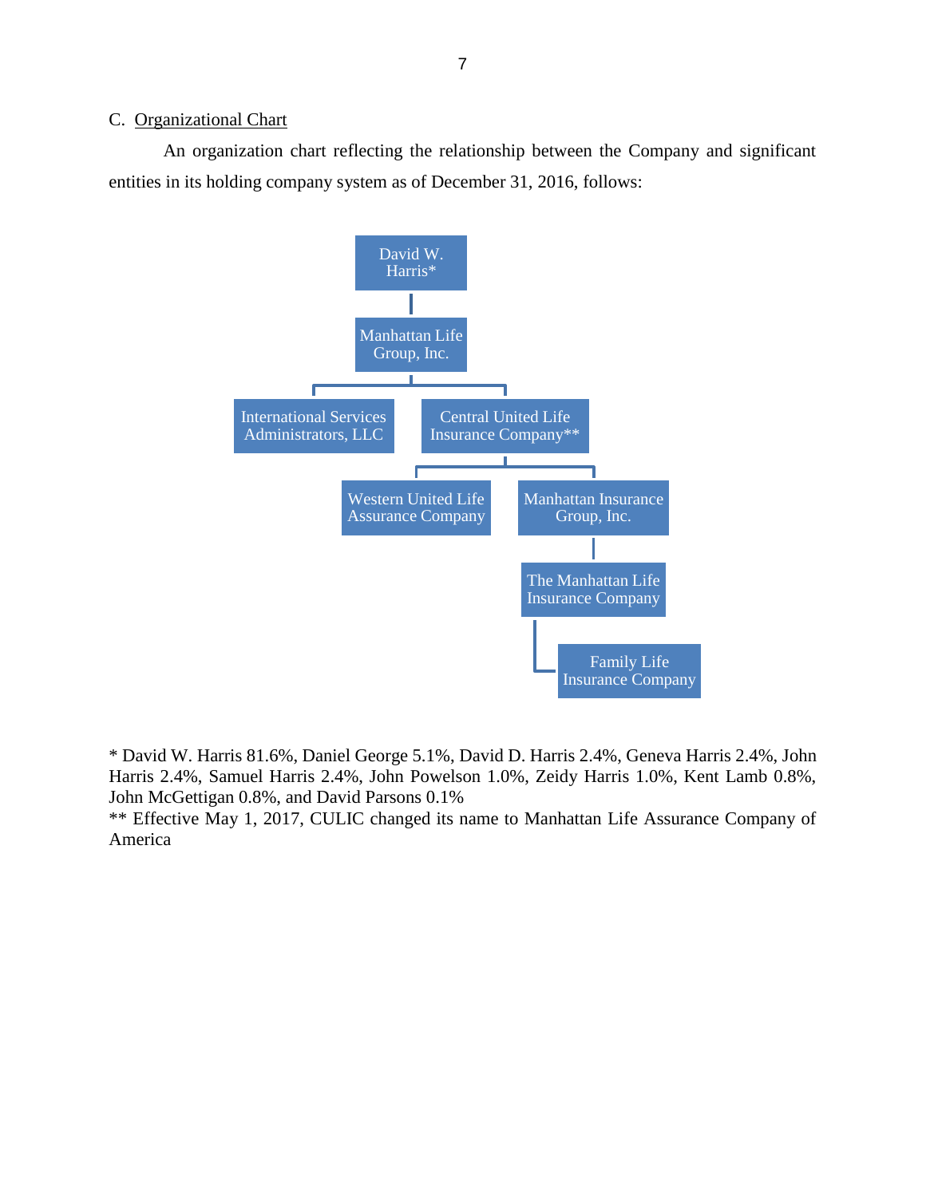C. Organizational Chart

An organization chart reflecting the relationship between the Company and significant entities in its holding company system as of December 31, 2016, follows:

- David W. Harris*
  - Manhattan Life Group, Inc.
    - International Services Administrators, LLC
    - Central United Life Insurance Company**
      - Western United Life Assurance Company
      - Manhattan Insurance Group, Inc.
        - The Manhattan Life Insurance Company
          - Family Life Insurance Company

* David W. Harris 81.6%, Daniel George 5.1%, David D. Harris 2.4%, Geneva Harris 2.4%, John Harris 2.4%, Samuel Harris 2.4%, John Powelson 1.0%, Zeidy Harris 1.0%, Kent Lamb 0.8%, John McGettigan 0.8%, and David Parsons 0.1%

** Effective May 1, 2017, CULIC changed its name to Manhattan Life Assurance Company of America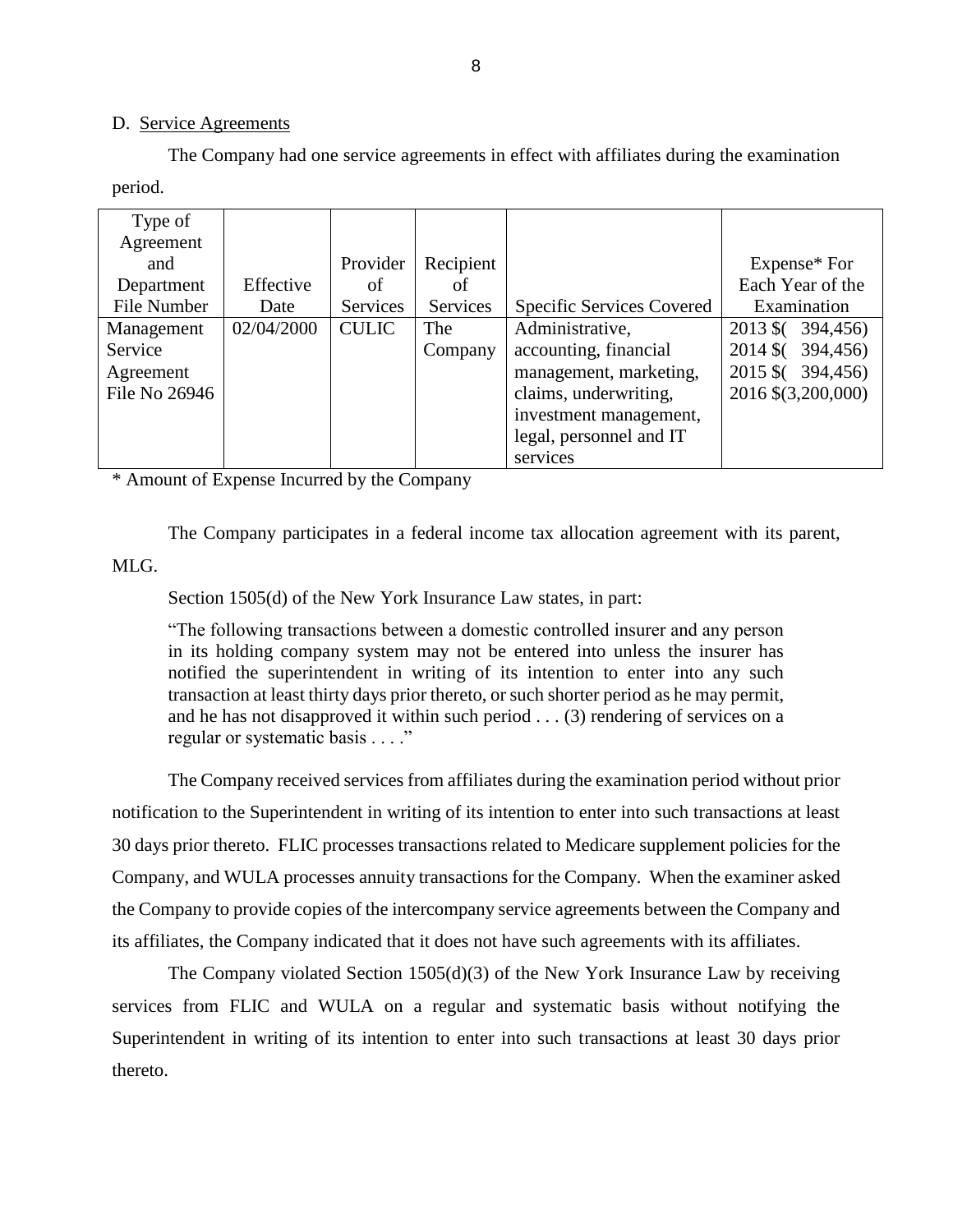D. Service Agreements

The Company had one service agreements in effect with affiliates during the examination period.

| Type of Agreement and Department File Number | Effective Date | Provider of Services | Recipient of Services | Specific Services Covered | Expense* For Each Year of the Examination |
|---|---|---|---|---|---|
| Management Service Agreement File No 26946 | 02/04/2000 | CULIC | The Company | Administrative, accounting, financial management, marketing, claims, underwriting, investment management, legal, personnel and IT services | 2013 $( 394,456)<br>2014 $( 394,456)<br>2015 $( 394,456)<br>2016 $(3,200,000) |

\* Amount of Expense Incurred by the Company

The Company participates in a federal income tax allocation agreement with its parent, MLG.

Section 1505(d) of the New York Insurance Law states, in part:

> "The following transactions between a domestic controlled insurer and any person in its holding company system may not be entered into unless the insurer has notified the superintendent in writing of its intention to enter into any such transaction at least thirty days prior thereto, or such shorter period as he may permit, and he has not disapproved it within such period . . . (3) rendering of services on a regular or systematic basis . . . ."

The Company received services from affiliates during the examination period without prior notification to the Superintendent in writing of its intention to enter into such transactions at least 30 days prior thereto. FLIC processes transactions related to Medicare supplement policies for the Company, and WULA processes annuity transactions for the Company. When the examiner asked the Company to provide copies of the intercompany service agreements between the Company and its affiliates, the Company indicated that it does not have such agreements with its affiliates.

The Company violated Section 1505(d)(3) of the New York Insurance Law by receiving services from FLIC and WULA on a regular and systematic basis without notifying the Superintendent in writing of its intention to enter into such transactions at least 30 days prior thereto.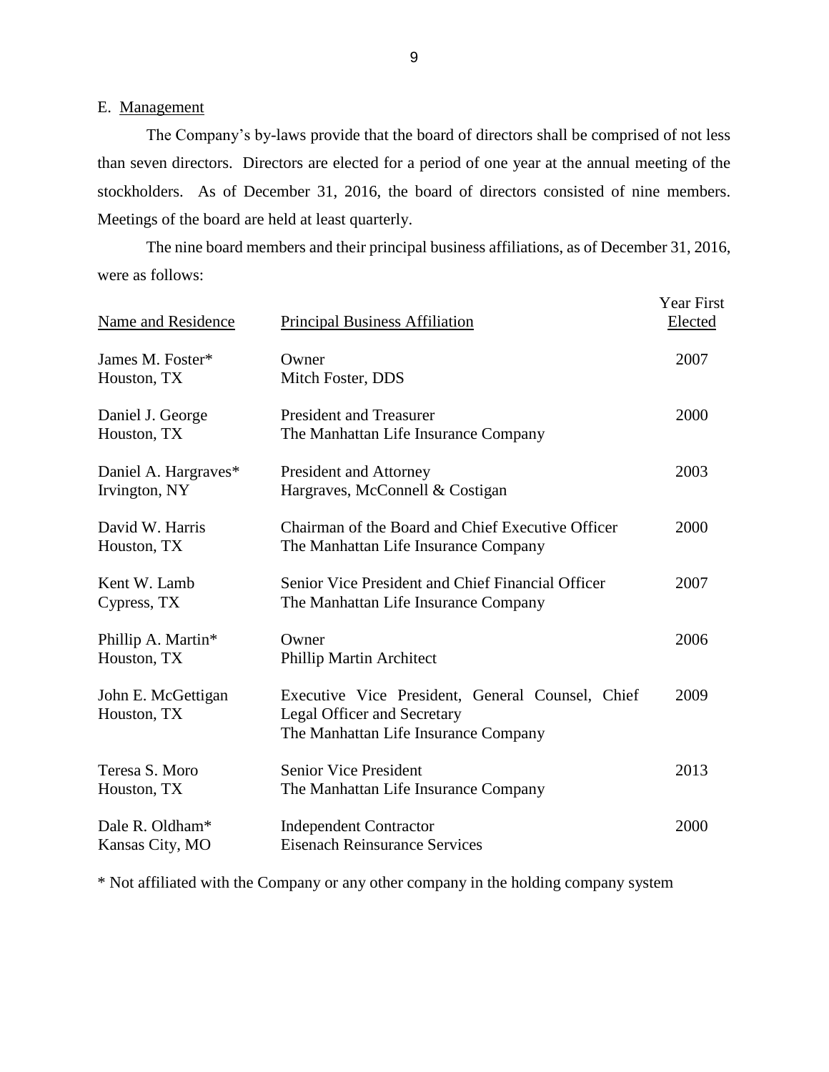E. Management

The Company's by-laws provide that the board of directors shall be comprised of not less than seven directors. Directors are elected for a period of one year at the annual meeting of the stockholders. As of December 31, 2016, the board of directors consisted of nine members. Meetings of the board are held at least quarterly.

The nine board members and their principal business affiliations, as of December 31, 2016, were as follows:

| Name and Residence | Principal Business Affiliation | Year First Elected |
|---|---|---|
| James M. Foster*<br>Houston, TX | Owner<br>Mitch Foster, DDS | 2007 |
| Daniel J. George<br>Houston, TX | President and Treasurer<br>The Manhattan Life Insurance Company | 2000 |
| Daniel A. Hargraves*<br>Irvington, NY | President and Attorney<br>Hargraves, McConnell & Costigan | 2003 |
| David W. Harris<br>Houston, TX | Chairman of the Board and Chief Executive Officer<br>The Manhattan Life Insurance Company | 2000 |
| Kent W. Lamb<br>Cypress, TX | Senior Vice President and Chief Financial Officer<br>The Manhattan Life Insurance Company | 2007 |
| Phillip A. Martin*<br>Houston, TX | Owner<br>Phillip Martin Architect | 2006 |
| John E. McGettigan<br>Houston, TX | Executive Vice President, General Counsel, Chief Legal Officer and Secretary<br>The Manhattan Life Insurance Company | 2009 |
| Teresa S. Moro<br>Houston, TX | Senior Vice President<br>The Manhattan Life Insurance Company | 2013 |
| Dale R. Oldham*<br>Kansas City, MO | Independent Contractor<br>Eisenach Reinsurance Services | 2000 |

\* Not affiliated with the Company or any other company in the holding company system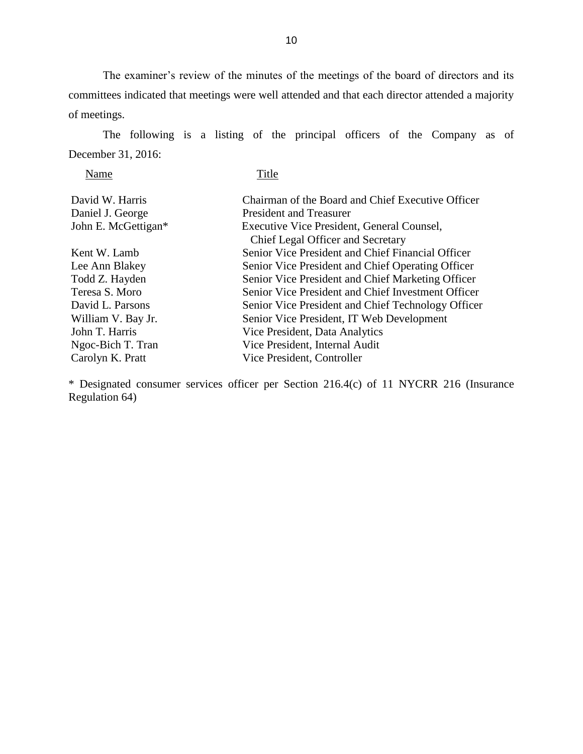The examiner's review of the minutes of the meetings of the board of directors and its committees indicated that meetings were well attended and that each director attended a majority of meetings.

The following is a listing of the principal officers of the Company as of December 31, 2016:

| Name | Title |
|---|---|
| David W. Harris | Chairman of the Board and Chief Executive Officer |
| Daniel J. George | President and Treasurer |
| John E. McGettigan* | Executive Vice President, General Counsel, Chief Legal Officer and Secretary |
| Kent W. Lamb | Senior Vice President and Chief Financial Officer |
| Lee Ann Blakey | Senior Vice President and Chief Operating Officer |
| Todd Z. Hayden | Senior Vice President and Chief Marketing Officer |
| Teresa S. Moro | Senior Vice President and Chief Investment Officer |
| David L. Parsons | Senior Vice President and Chief Technology Officer |
| William V. Bay Jr. | Senior Vice President, IT Web Development |
| John T. Harris | Vice President, Data Analytics |
| Ngoc-Bich T. Tran | Vice President, Internal Audit |
| Carolyn K. Pratt | Vice President, Controller |

* Designated consumer services officer per Section 216.4(c) of 11 NYCRR 216 (Insurance Regulation 64)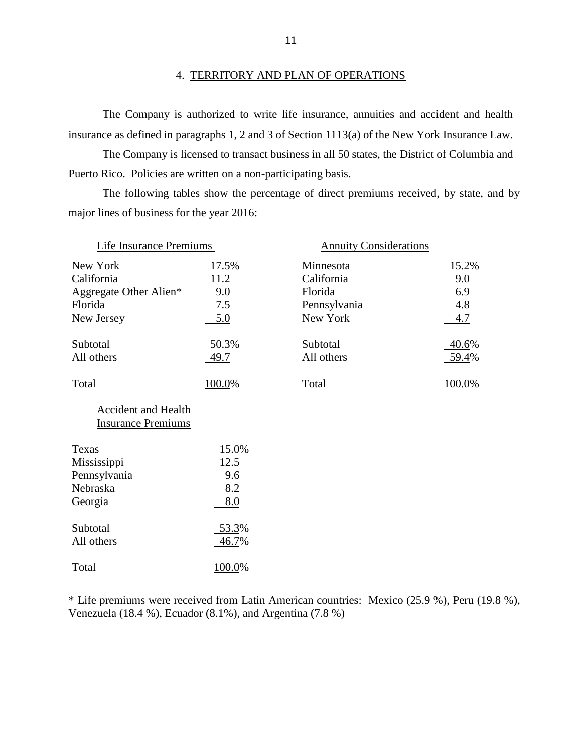## 4. TERRITORY AND PLAN OF OPERATIONS

The Company is authorized to write life insurance, annuities and accident and health insurance as defined in paragraphs 1, 2 and 3 of Section 1113(a) of the New York Insurance Law.

The Company is licensed to transact business in all 50 states, the District of Columbia and Puerto Rico. Policies are written on a non-participating basis.

The following tables show the percentage of direct premiums received, by state, and by major lines of business for the year 2016:

| Life Insurance Premiums | |
|---|---|
| New York | 17.5% |
| California | 11.2 |
| Aggregate Other Alien* | 9.0 |
| Florida | 7.5 |
| New Jersey | 5.0 |
| Subtotal | 50.3% |
| All others | 49.7 |
| Total | 100.0% |

| Annuity Considerations | |
|---|---|
| Minnesota | 15.2% |
| California | 9.0 |
| Florida | 6.9 |
| Pennsylvania | 4.8 |
| New York | 4.7 |
| Subtotal | 40.6% |
| All others | 59.4% |
| Total | 100.0% |

| Accident and Health Insurance Premiums | |
|---|---|
| Texas | 15.0% |
| Mississippi | 12.5 |
| Pennsylvania | 9.6 |
| Nebraska | 8.2 |
| Georgia | 8.0 |
| Subtotal | 53.3% |
| All others | 46.7% |
| Total | 100.0% |

* Life premiums were received from Latin American countries: Mexico (25.9 %), Peru (19.8 %), Venezuela (18.4 %), Ecuador (8.1%), and Argentina (7.8 %)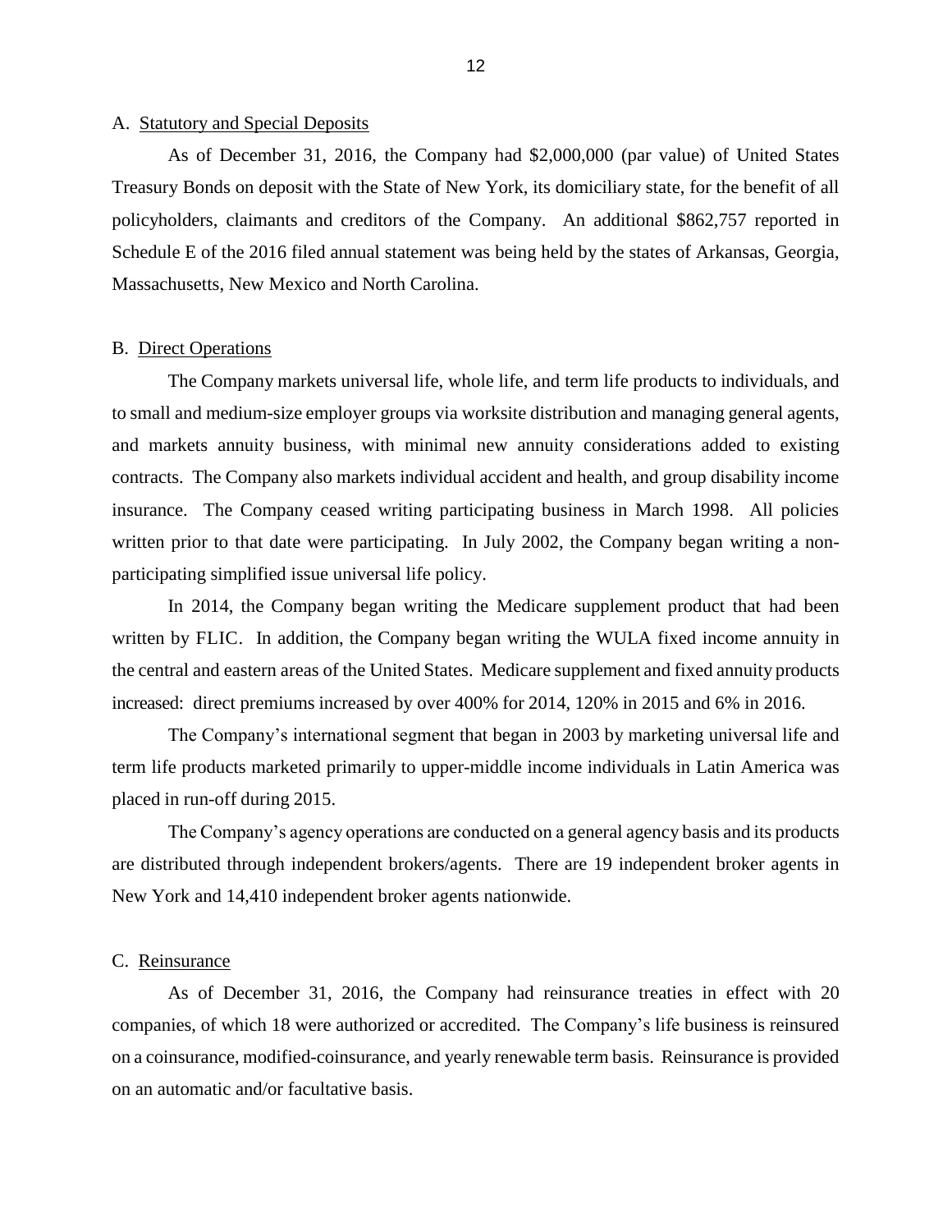## A. Statutory and Special Deposits

As of December 31, 2016, the Company had $2,000,000 (par value) of United States Treasury Bonds on deposit with the State of New York, its domiciliary state, for the benefit of all policyholders, claimants and creditors of the Company. An additional $862,757 reported in Schedule E of the 2016 filed annual statement was being held by the states of Arkansas, Georgia, Massachusetts, New Mexico and North Carolina.

## B. Direct Operations

The Company markets universal life, whole life, and term life products to individuals, and to small and medium-size employer groups via worksite distribution and managing general agents, and markets annuity business, with minimal new annuity considerations added to existing contracts. The Company also markets individual accident and health, and group disability income insurance. The Company ceased writing participating business in March 1998. All policies written prior to that date were participating. In July 2002, the Company began writing a non-participating simplified issue universal life policy.

In 2014, the Company began writing the Medicare supplement product that had been written by FLIC. In addition, the Company began writing the WULA fixed income annuity in the central and eastern areas of the United States. Medicare supplement and fixed annuity products increased: direct premiums increased by over 400% for 2014, 120% in 2015 and 6% in 2016.

The Company's international segment that began in 2003 by marketing universal life and term life products marketed primarily to upper-middle income individuals in Latin America was placed in run-off during 2015.

The Company's agency operations are conducted on a general agency basis and its products are distributed through independent brokers/agents. There are 19 independent broker agents in New York and 14,410 independent broker agents nationwide.

## C. Reinsurance

As of December 31, 2016, the Company had reinsurance treaties in effect with 20 companies, of which 18 were authorized or accredited. The Company's life business is reinsured on a coinsurance, modified-coinsurance, and yearly renewable term basis. Reinsurance is provided on an automatic and/or facultative basis.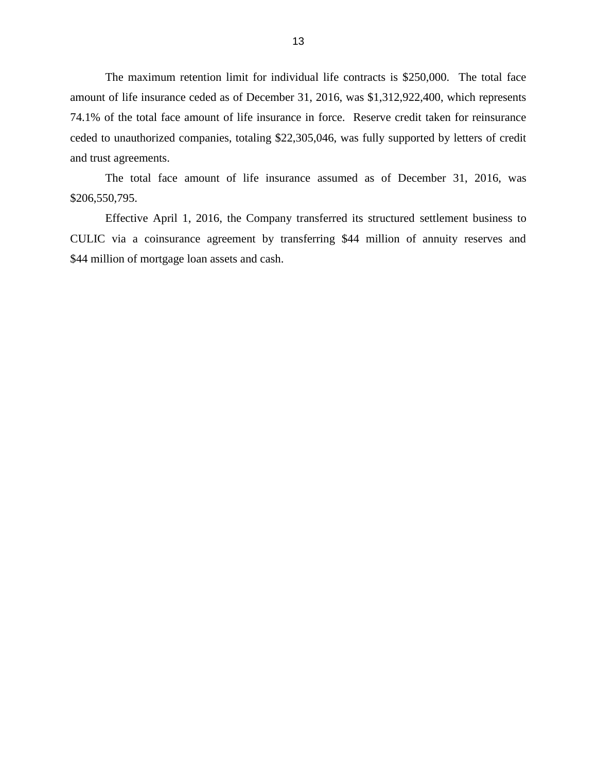The maximum retention limit for individual life contracts is $250,000. The total face amount of life insurance ceded as of December 31, 2016, was $1,312,922,400, which represents 74.1% of the total face amount of life insurance in force. Reserve credit taken for reinsurance ceded to unauthorized companies, totaling $22,305,046, was fully supported by letters of credit and trust agreements.

The total face amount of life insurance assumed as of December 31, 2016, was $206,550,795.

Effective April 1, 2016, the Company transferred its structured settlement business to CULIC via a coinsurance agreement by transferring $44 million of annuity reserves and $44 million of mortgage loan assets and cash.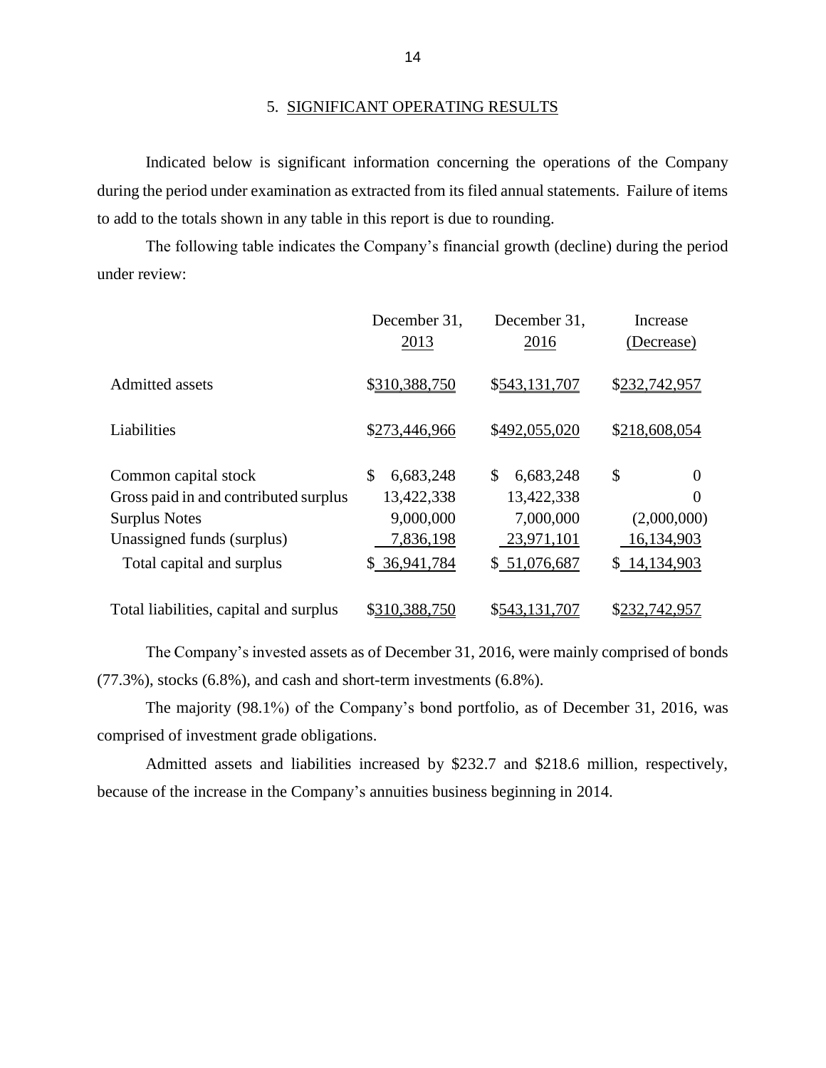## 5. SIGNIFICANT OPERATING RESULTS

Indicated below is significant information concerning the operations of the Company during the period under examination as extracted from its filed annual statements. Failure of items to add to the totals shown in any table in this report is due to rounding.

The following table indicates the Company's financial growth (decline) during the period under review:

| | December 31, 2013 | December 31, 2016 | Increase (Decrease) |
|---|---|---|---|
| Admitted assets | $310,388,750 | $543,131,707 | $232,742,957 |
| Liabilities | $273,446,966 | $492,055,020 | $218,608,054 |
| Common capital stock | $ 6,683,248 | $ 6,683,248 | $ 0 |
| Gross paid in and contributed surplus | 13,422,338 | 13,422,338 | 0 |
| Surplus Notes | 9,000,000 | 7,000,000 | (2,000,000) |
| Unassigned funds (surplus) | 7,836,198 | 23,971,101 | 16,134,903 |
| Total capital and surplus | $ 36,941,784 | $ 51,076,687 | $ 14,134,903 |
| Total liabilities, capital and surplus | $310,388,750 | $543,131,707 | $232,742,957 |

The Company's invested assets as of December 31, 2016, were mainly comprised of bonds (77.3%), stocks (6.8%), and cash and short-term investments (6.8%).

The majority (98.1%) of the Company's bond portfolio, as of December 31, 2016, was comprised of investment grade obligations.

Admitted assets and liabilities increased by $232.7 and $218.6 million, respectively, because of the increase in the Company's annuities business beginning in 2014.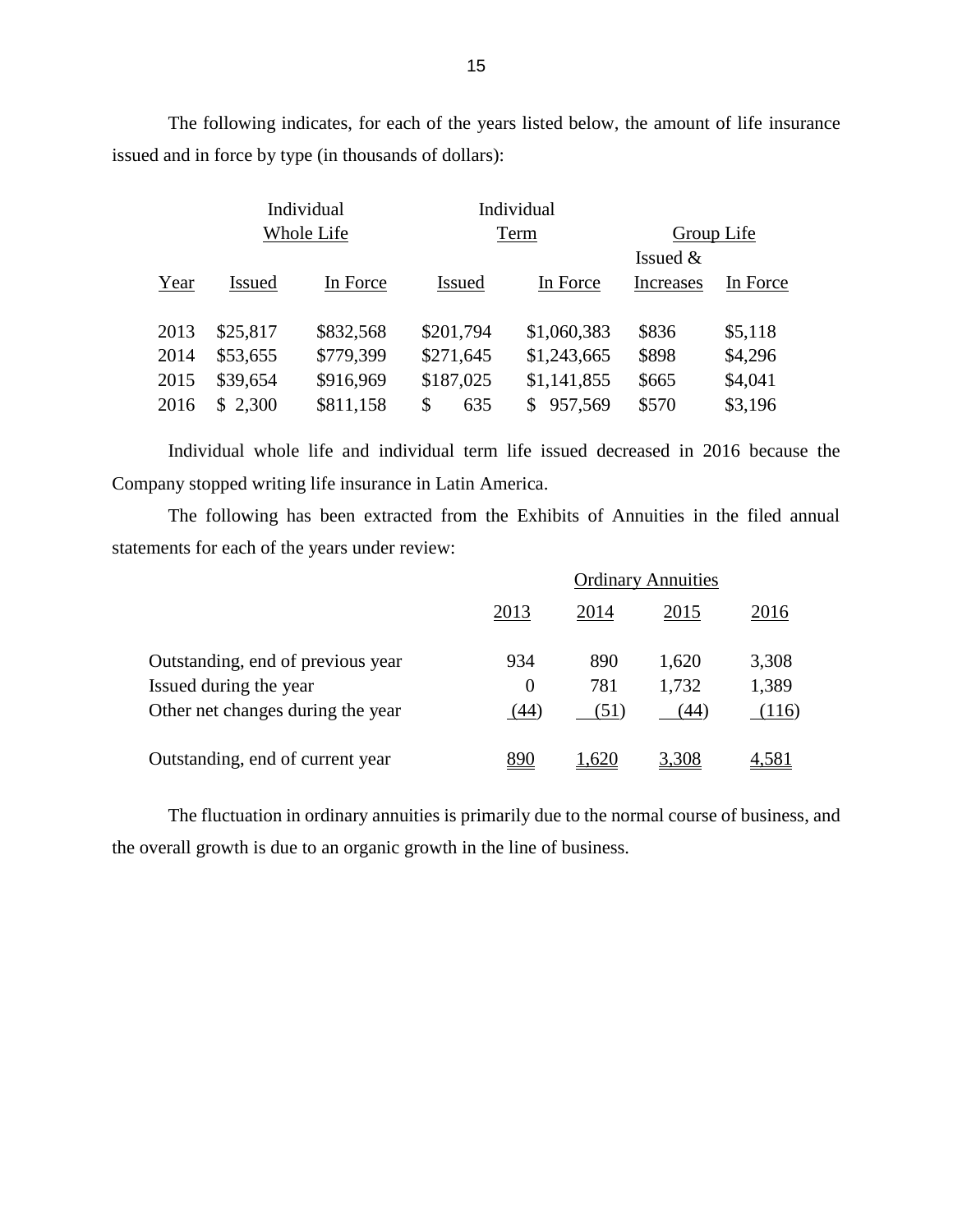The following indicates, for each of the years listed below, the amount of life insurance issued and in force by type (in thousands of dollars):

| | Individual Whole Life | | Individual Term | | Group Life | |
|---|---|---|---|---|---|---|
| Year | Issued | In Force | Issued | In Force | Issued & Increases | In Force |
| 2013 | $25,817 | $832,568 | $201,794 | $1,060,383 | $836 | $5,118 |
| 2014 | $53,655 | $779,399 | $271,645 | $1,243,665 | $898 | $4,296 |
| 2015 | $39,654 | $916,969 | $187,025 | $1,141,855 | $665 | $4,041 |
| 2016 | $ 2,300 | $811,158 | $ 635 | $ 957,569 | $570 | $3,196 |

Individual whole life and individual term life issued decreased in 2016 because the Company stopped writing life insurance in Latin America.

The following has been extracted from the Exhibits of Annuities in the filed annual statements for each of the years under review:

| | Ordinary Annuities | | | |
|---|---|---|---|---|
| | 2013 | 2014 | 2015 | 2016 |
| Outstanding, end of previous year | 934 | 890 | 1,620 | 3,308 |
| Issued during the year | 0 | 781 | 1,732 | 1,389 |
| Other net changes during the year | (44) | (51) | (44) | (116) |
| Outstanding, end of current year | 890 | 1,620 | 3,308 | 4,581 |

The fluctuation in ordinary annuities is primarily due to the normal course of business, and the overall growth is due to an organic growth in the line of business.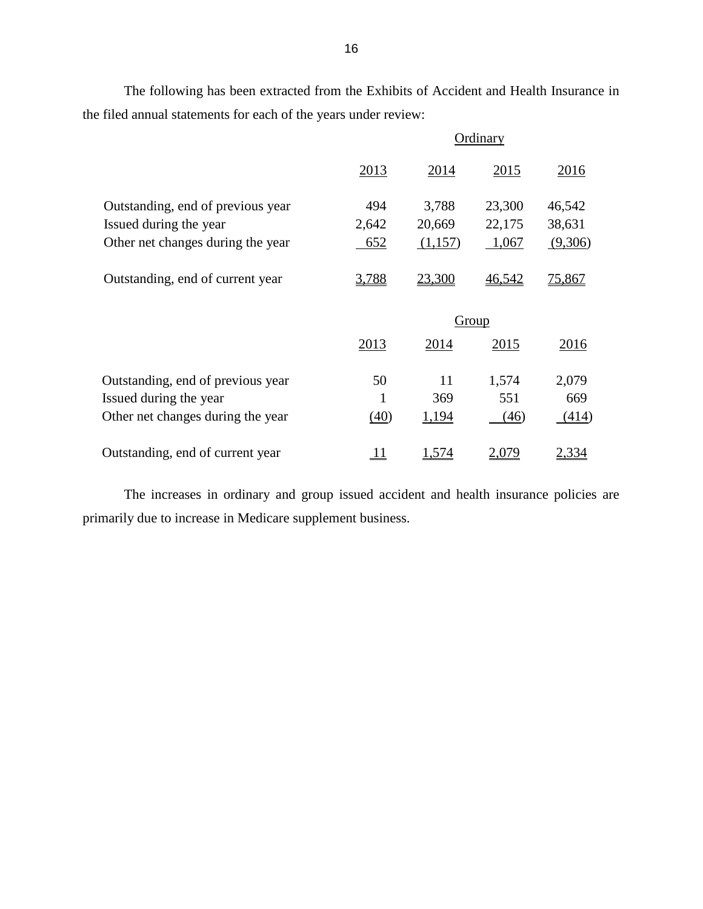The following has been extracted from the Exhibits of Accident and Health Insurance in the filed annual statements for each of the years under review:

| | Ordinary | | | |
|---|---|---|---|---|
| | 2013 | 2014 | 2015 | 2016 |
| Outstanding, end of previous year | 494 | 3,788 | 23,300 | 46,542 |
| Issued during the year | 2,642 | 20,669 | 22,175 | 38,631 |
| Other net changes during the year | 652 | (1,157) | 1,067 | (9,306) |
| Outstanding, end of current year | 3,788 | 23,300 | 46,542 | 75,867 |

| | Group | | | |
|---|---|---|---|---|
| | 2013 | 2014 | 2015 | 2016 |
| Outstanding, end of previous year | 50 | 11 | 1,574 | 2,079 |
| Issued during the year | 1 | 369 | 551 | 669 |
| Other net changes during the year | (40) | 1,194 | (46) | (414) |
| Outstanding, end of current year | 11 | 1,574 | 2,079 | 2,334 |

The increases in ordinary and group issued accident and health insurance policies are primarily due to increase in Medicare supplement business.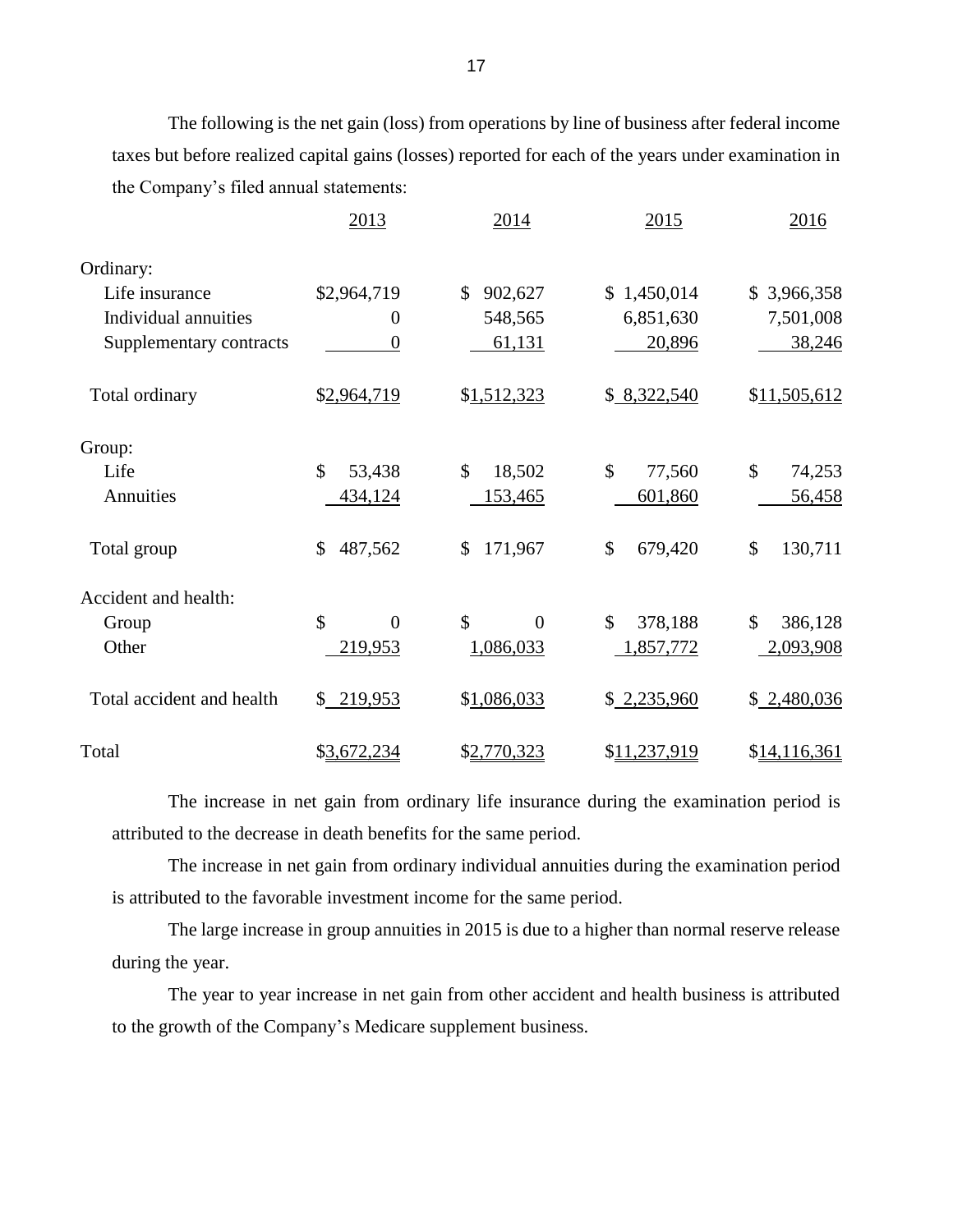The following is the net gain (loss) from operations by line of business after federal income taxes but before realized capital gains (losses) reported for each of the years under examination in the Company's filed annual statements:

| | 2013 | 2014 | 2015 | 2016 |
|---|---|---|---|---|
| Ordinary: | | | | |
| Life insurance | $2,964,719 | $ 902,627 | $ 1,450,014 | $ 3,966,358 |
| Individual annuities | 0 | 548,565 | 6,851,630 | 7,501,008 |
| Supplementary contracts | 0 | 61,131 | 20,896 | 38,246 |
| Total ordinary | $2,964,719 | $1,512,323 | $ 8,322,540 | $11,505,612 |
| Group: | | | | |
| Life | $ 53,438 | $ 18,502 | $ 77,560 | $ 74,253 |
| Annuities | 434,124 | 153,465 | 601,860 | 56,458 |
| Total group | $ 487,562 | $ 171,967 | $ 679,420 | $ 130,711 |
| Accident and health: | | | | |
| Group | $ 0 | $ 0 | $ 378,188 | $ 386,128 |
| Other | 219,953 | 1,086,033 | 1,857,772 | 2,093,908 |
| Total accident and health | $ 219,953 | $1,086,033 | $ 2,235,960 | $ 2,480,036 |
| Total | $3,672,234 | $2,770,323 | $11,237,919 | $14,116,361 |

The increase in net gain from ordinary life insurance during the examination period is attributed to the decrease in death benefits for the same period.

The increase in net gain from ordinary individual annuities during the examination period is attributed to the favorable investment income for the same period.

The large increase in group annuities in 2015 is due to a higher than normal reserve release during the year.

The year to year increase in net gain from other accident and health business is attributed to the growth of the Company's Medicare supplement business.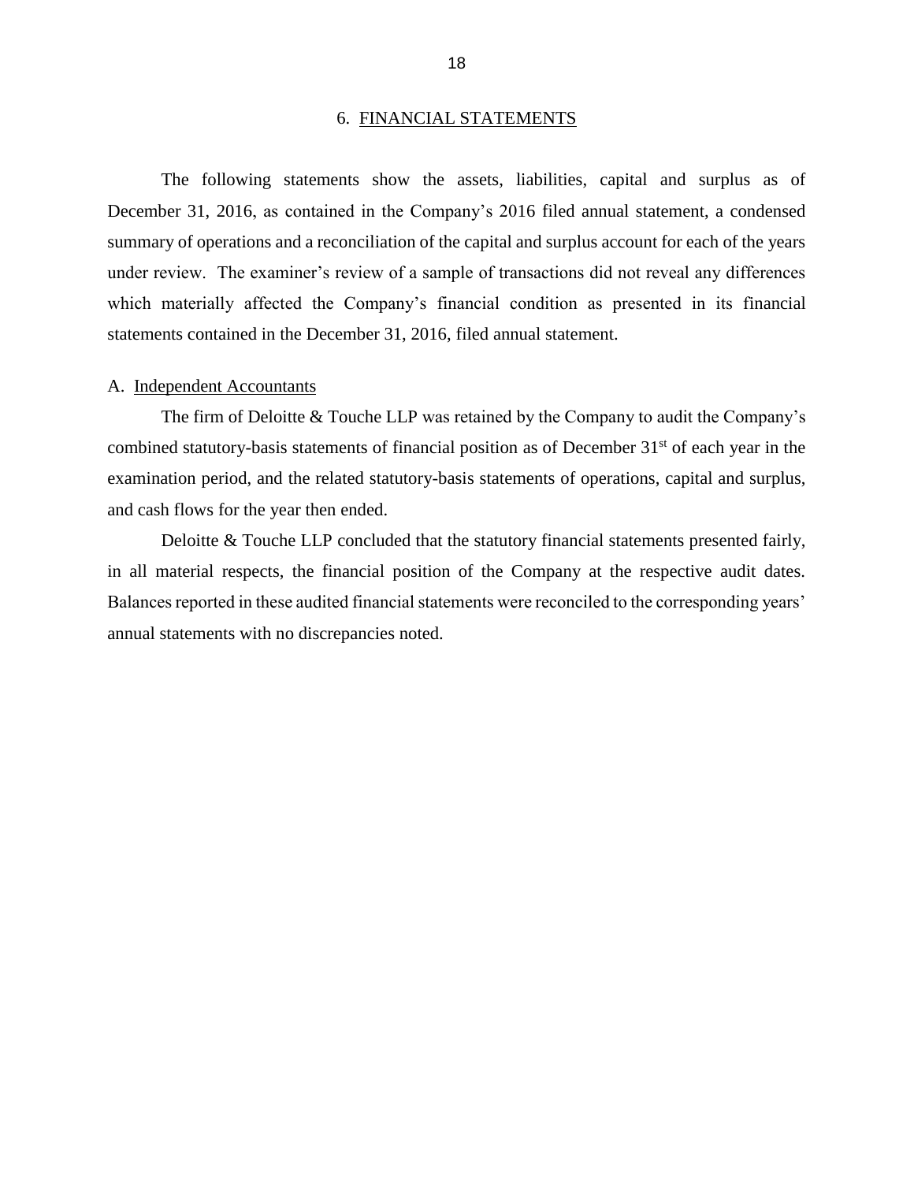## 6. FINANCIAL STATEMENTS

The following statements show the assets, liabilities, capital and surplus as of December 31, 2016, as contained in the Company's 2016 filed annual statement, a condensed summary of operations and a reconciliation of the capital and surplus account for each of the years under review. The examiner's review of a sample of transactions did not reveal any differences which materially affected the Company's financial condition as presented in its financial statements contained in the December 31, 2016, filed annual statement.

### A. Independent Accountants

The firm of Deloitte & Touche LLP was retained by the Company to audit the Company's combined statutory-basis statements of financial position as of December 31st of each year in the examination period, and the related statutory-basis statements of operations, capital and surplus, and cash flows for the year then ended.

Deloitte & Touche LLP concluded that the statutory financial statements presented fairly, in all material respects, the financial position of the Company at the respective audit dates. Balances reported in these audited financial statements were reconciled to the corresponding years' annual statements with no discrepancies noted.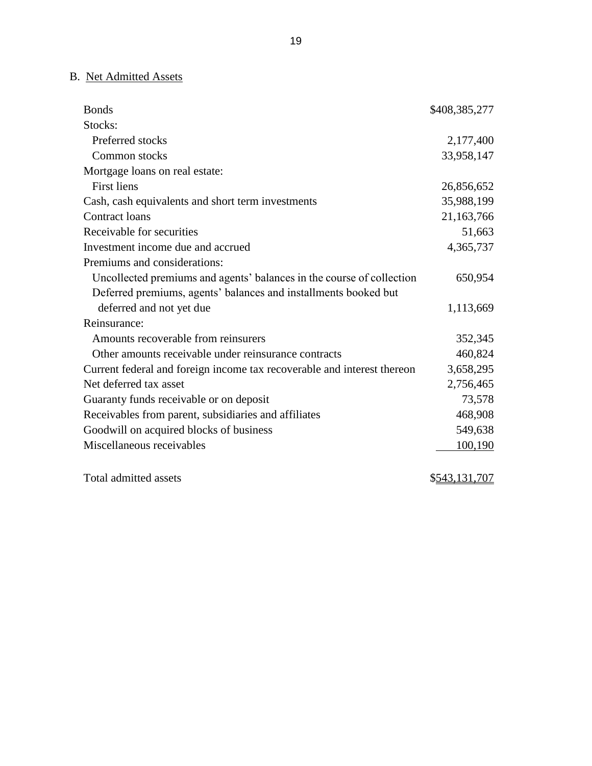## B. Net Admitted Assets

| | |
|---|---|
| Bonds | $408,385,277 |
| Stocks: | |
| Preferred stocks | 2,177,400 |
| Common stocks | 33,958,147 |
| Mortgage loans on real estate: | |
| First liens | 26,856,652 |
| Cash, cash equivalents and short term investments | 35,988,199 |
| Contract loans | 21,163,766 |
| Receivable for securities | 51,663 |
| Investment income due and accrued | 4,365,737 |
| Premiums and considerations: | |
| Uncollected premiums and agents' balances in the course of collection | 650,954 |
| Deferred premiums, agents' balances and installments booked but deferred and not yet due | 1,113,669 |
| Reinsurance: | |
| Amounts recoverable from reinsurers | 352,345 |
| Other amounts receivable under reinsurance contracts | 460,824 |
| Current federal and foreign income tax recoverable and interest thereon | 3,658,295 |
| Net deferred tax asset | 2,756,465 |
| Guaranty funds receivable or on deposit | 73,578 |
| Receivables from parent, subsidiaries and affiliates | 468,908 |
| Goodwill on acquired blocks of business | 549,638 |
| Miscellaneous receivables | 100,190 |
| | |
| Total admitted assets | $543,131,707 |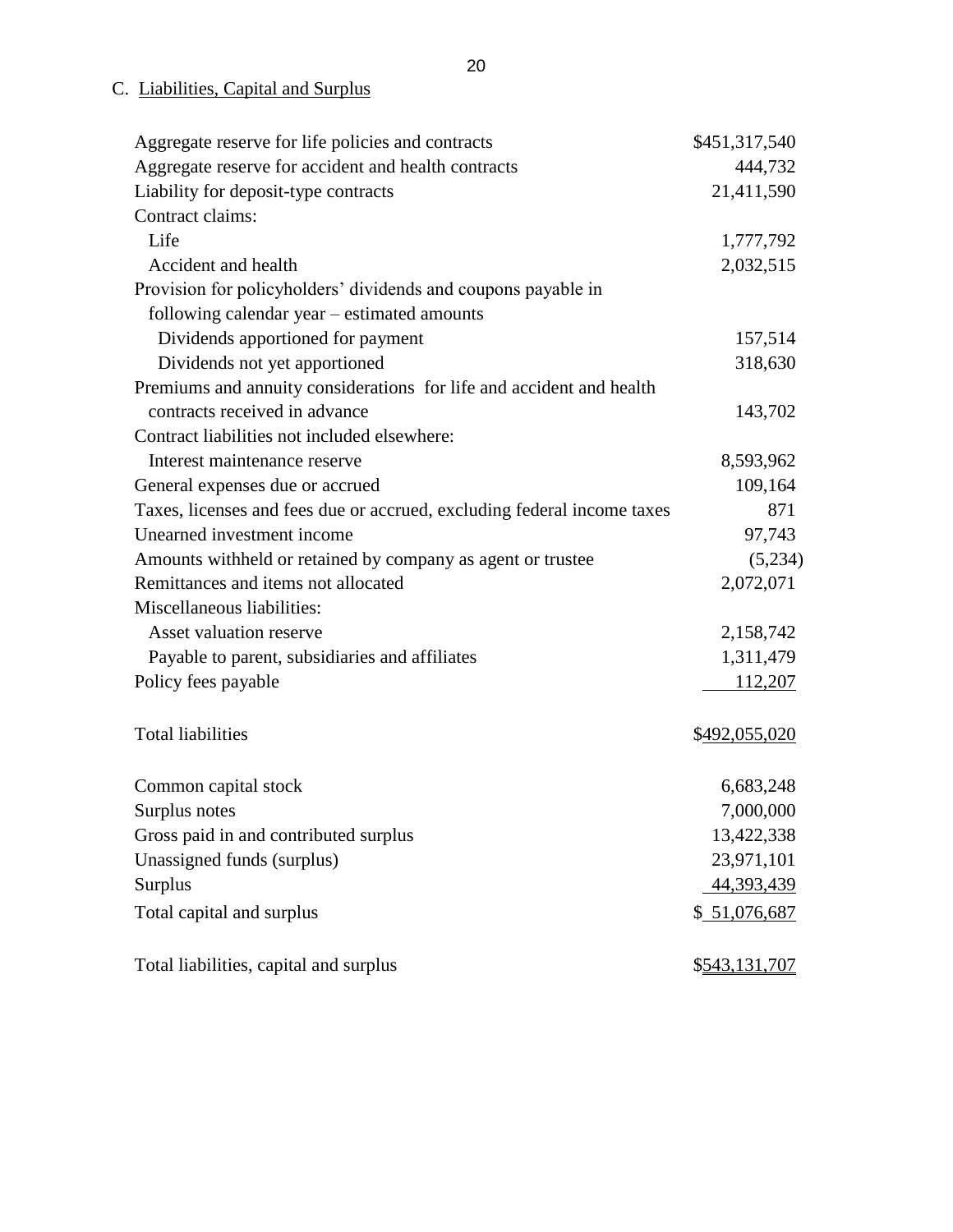## C. Liabilities, Capital and Surplus

| | |
|---|---|
| Aggregate reserve for life policies and contracts | $451,317,540 |
| Aggregate reserve for accident and health contracts | 444,732 |
| Liability for deposit-type contracts | 21,411,590 |
| Contract claims: | |
| Life | 1,777,792 |
| Accident and health | 2,032,515 |
| Provision for policyholders' dividends and coupons payable in following calendar year – estimated amounts | |
| Dividends apportioned for payment | 157,514 |
| Dividends not yet apportioned | 318,630 |
| Premiums and annuity considerations for life and accident and health contracts received in advance | 143,702 |
| Contract liabilities not included elsewhere: | |
| Interest maintenance reserve | 8,593,962 |
| General expenses due or accrued | 109,164 |
| Taxes, licenses and fees due or accrued, excluding federal income taxes | 871 |
| Unearned investment income | 97,743 |
| Amounts withheld or retained by company as agent or trustee | (5,234) |
| Remittances and items not allocated | 2,072,071 |
| Miscellaneous liabilities: | |
| Asset valuation reserve | 2,158,742 |
| Payable to parent, subsidiaries and affiliates | 1,311,479 |
| Policy fees payable | 112,207 |
| Total liabilities | $492,055,020 |
| Common capital stock | 6,683,248 |
| Surplus notes | 7,000,000 |
| Gross paid in and contributed surplus | 13,422,338 |
| Unassigned funds (surplus) | 23,971,101 |
| Surplus | 44,393,439 |
| Total capital and surplus | $ 51,076,687 |
| Total liabilities, capital and surplus | $543,131,707 |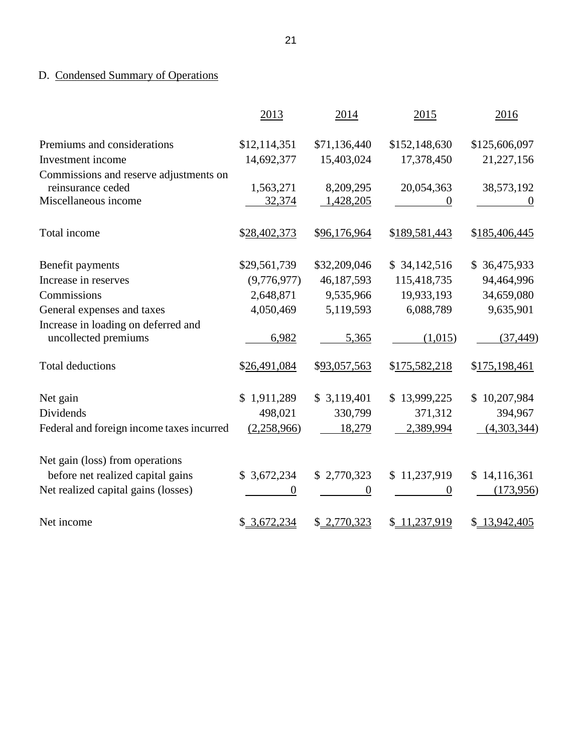D. Condensed Summary of Operations

| | 2013 | 2014 | 2015 | 2016 |
|---|---|---|---|---|
| Premiums and considerations | $12,114,351 | $71,136,440 | $152,148,630 | $125,606,097 |
| Investment income | 14,692,377 | 15,403,024 | 17,378,450 | 21,227,156 |
| Commissions and reserve adjustments on reinsurance ceded | 1,563,271 | 8,209,295 | 20,054,363 | 38,573,192 |
| Miscellaneous income | 32,374 | 1,428,205 | 0 | 0 |
| Total income | $28,402,373 | $96,176,964 | $189,581,443 | $185,406,445 |
| Benefit payments | $29,561,739 | $32,209,046 | $ 34,142,516 | $ 36,475,933 |
| Increase in reserves | (9,776,977) | 46,187,593 | 115,418,735 | 94,464,996 |
| Commissions | 2,648,871 | 9,535,966 | 19,933,193 | 34,659,080 |
| General expenses and taxes | 4,050,469 | 5,119,593 | 6,088,789 | 9,635,901 |
| Increase in loading on deferred and uncollected premiums | 6,982 | 5,365 | (1,015) | (37,449) |
| Total deductions | $26,491,084 | $93,057,563 | $175,582,218 | $175,198,461 |
| Net gain | $ 1,911,289 | $ 3,119,401 | $ 13,999,225 | $ 10,207,984 |
| Dividends | 498,021 | 330,799 | 371,312 | 394,967 |
| Federal and foreign income taxes incurred | (2,258,966) | 18,279 | 2,389,994 | (4,303,344) |
| Net gain (loss) from operations before net realized capital gains | $ 3,672,234 | $ 2,770,323 | $ 11,237,919 | $ 14,116,361 |
| Net realized capital gains (losses) | 0 | 0 | 0 | (173,956) |
| Net income | $ 3,672,234 | $ 2,770,323 | $ 11,237,919 | $ 13,942,405 |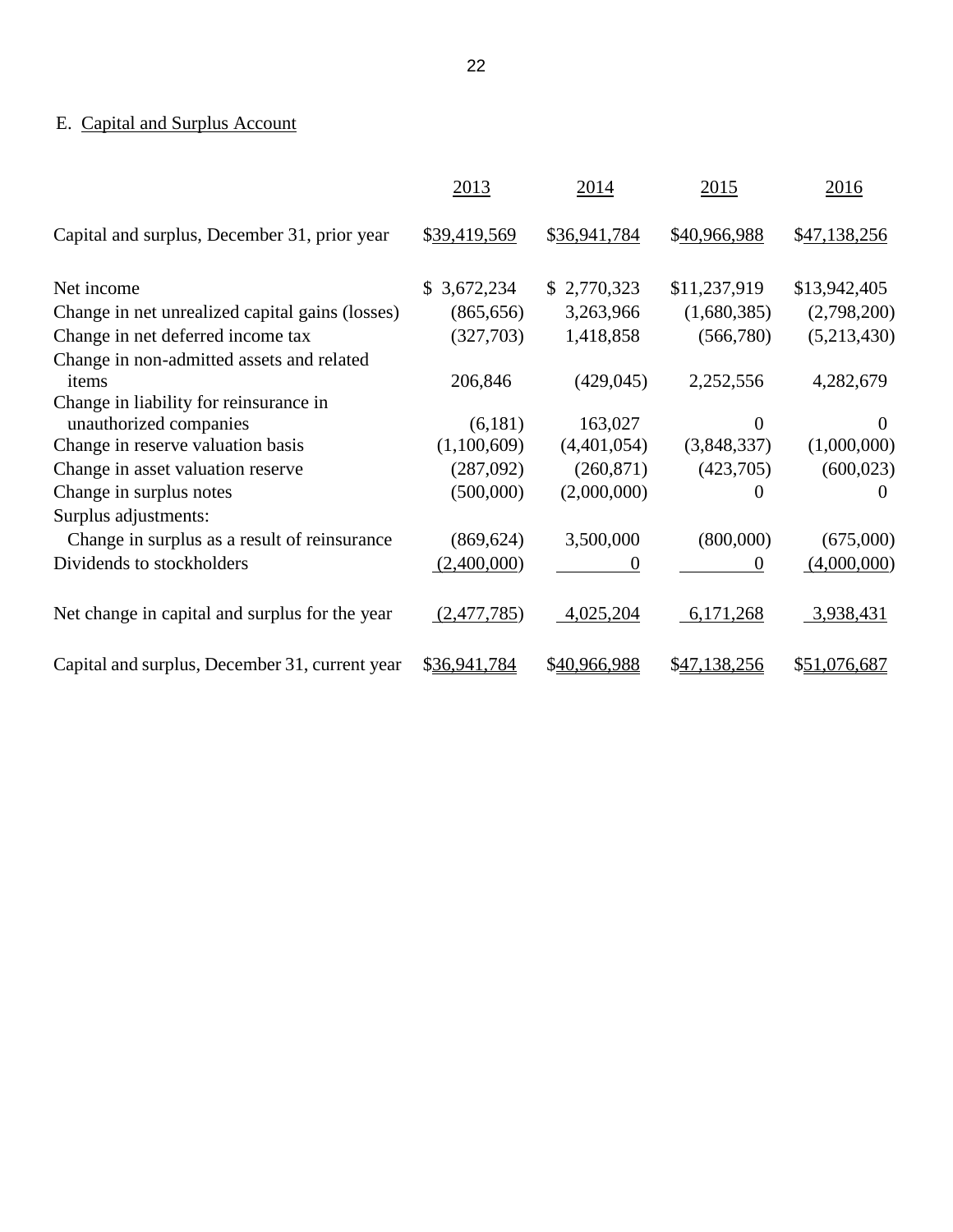## E. Capital and Surplus Account

| | 2013 | 2014 | 2015 | 2016 |
|---|---|---|---|---|
| Capital and surplus, December 31, prior year | $39,419,569 | $36,941,784 | $40,966,988 | $47,138,256 |
| Net income | $ 3,672,234 | $ 2,770,323 | $11,237,919 | $13,942,405 |
| Change in net unrealized capital gains (losses) | (865,656) | 3,263,966 | (1,680,385) | (2,798,200) |
| Change in net deferred income tax | (327,703) | 1,418,858 | (566,780) | (5,213,430) |
| Change in non-admitted assets and related items | 206,846 | (429,045) | 2,252,556 | 4,282,679 |
| Change in liability for reinsurance in unauthorized companies | (6,181) | 163,027 | 0 | 0 |
| Change in reserve valuation basis | (1,100,609) | (4,401,054) | (3,848,337) | (1,000,000) |
| Change in asset valuation reserve | (287,092) | (260,871) | (423,705) | (600,023) |
| Change in surplus notes | (500,000) | (2,000,000) | 0 | 0 |
| Surplus adjustments: | | | | |
| Change in surplus as a result of reinsurance | (869,624) | 3,500,000 | (800,000) | (675,000) |
| Dividends to stockholders | (2,400,000) | 0 | 0 | (4,000,000) |
| Net change in capital and surplus for the year | (2,477,785) | 4,025,204 | 6,171,268 | 3,938,431 |
| Capital and surplus, December 31, current year | $36,941,784 | $40,966,988 | $47,138,256 | $51,076,687 |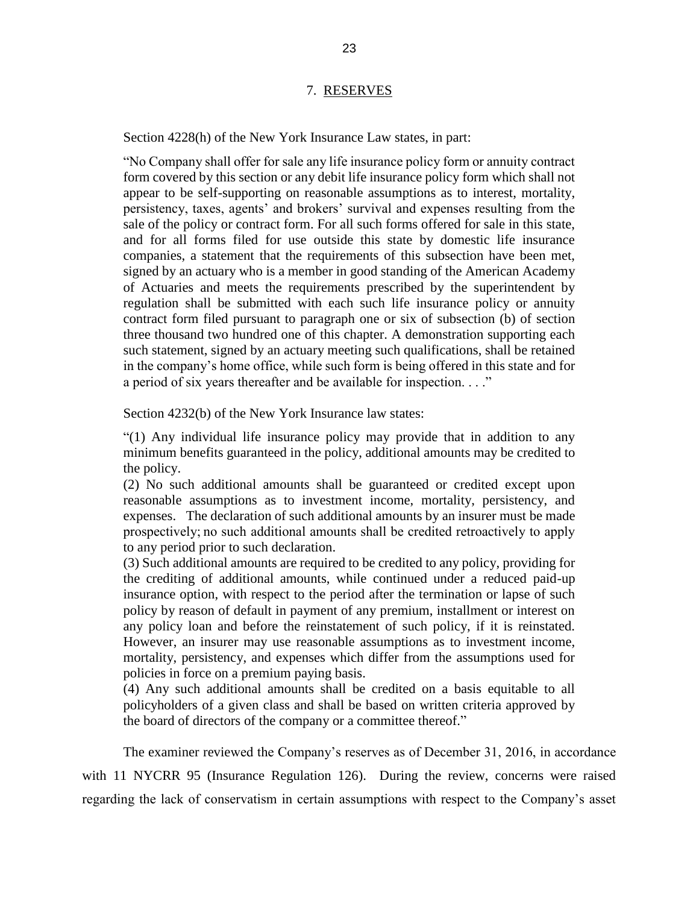## 7. RESERVES

Section 4228(h) of the New York Insurance Law states, in part:

> "No Company shall offer for sale any life insurance policy form or annuity contract form covered by this section or any debit life insurance policy form which shall not appear to be self-supporting on reasonable assumptions as to interest, mortality, persistency, taxes, agents' and brokers' survival and expenses resulting from the sale of the policy or contract form. For all such forms offered for sale in this state, and for all forms filed for use outside this state by domestic life insurance companies, a statement that the requirements of this subsection have been met, signed by an actuary who is a member in good standing of the American Academy of Actuaries and meets the requirements prescribed by the superintendent by regulation shall be submitted with each such life insurance policy or annuity contract form filed pursuant to paragraph one or six of subsection (b) of section three thousand two hundred one of this chapter. A demonstration supporting each such statement, signed by an actuary meeting such qualifications, shall be retained in the company's home office, while such form is being offered in this state and for a period of six years thereafter and be available for inspection. . . ."

Section 4232(b) of the New York Insurance law states:

> "(1) Any individual life insurance policy may provide that in addition to any minimum benefits guaranteed in the policy, additional amounts may be credited to the policy.
>
> (2) No such additional amounts shall be guaranteed or credited except upon reasonable assumptions as to investment income, mortality, persistency, and expenses. The declaration of such additional amounts by an insurer must be made prospectively; no such additional amounts shall be credited retroactively to apply to any period prior to such declaration.
>
> (3) Such additional amounts are required to be credited to any policy, providing for the crediting of additional amounts, while continued under a reduced paid-up insurance option, with respect to the period after the termination or lapse of such policy by reason of default in payment of any premium, installment or interest on any policy loan and before the reinstatement of such policy, if it is reinstated. However, an insurer may use reasonable assumptions as to investment income, mortality, persistency, and expenses which differ from the assumptions used for policies in force on a premium paying basis.
>
> (4) Any such additional amounts shall be credited on a basis equitable to all policyholders of a given class and shall be based on written criteria approved by the board of directors of the company or a committee thereof."

The examiner reviewed the Company's reserves as of December 31, 2016, in accordance with 11 NYCRR 95 (Insurance Regulation 126). During the review, concerns were raised regarding the lack of conservatism in certain assumptions with respect to the Company's asset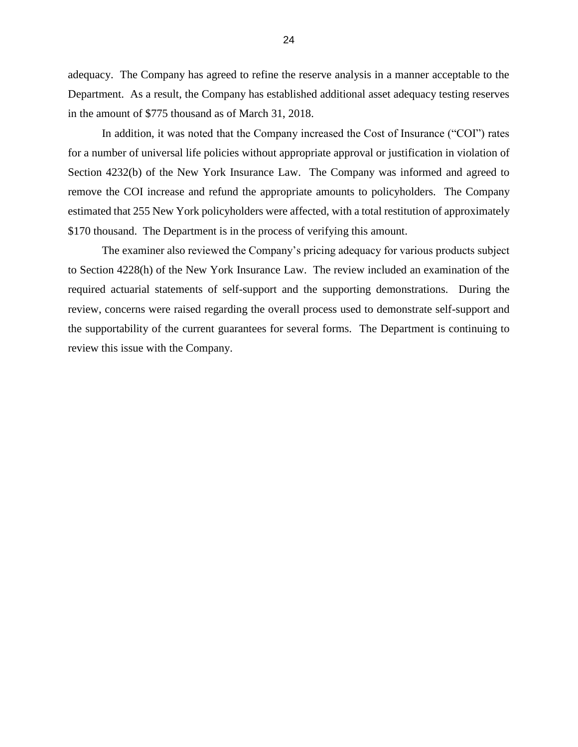adequacy. The Company has agreed to refine the reserve analysis in a manner acceptable to the Department. As a result, the Company has established additional asset adequacy testing reserves in the amount of $775 thousand as of March 31, 2018.

In addition, it was noted that the Company increased the Cost of Insurance ("COI") rates for a number of universal life policies without appropriate approval or justification in violation of Section 4232(b) of the New York Insurance Law. The Company was informed and agreed to remove the COI increase and refund the appropriate amounts to policyholders. The Company estimated that 255 New York policyholders were affected, with a total restitution of approximately $170 thousand. The Department is in the process of verifying this amount.

The examiner also reviewed the Company's pricing adequacy for various products subject to Section 4228(h) of the New York Insurance Law. The review included an examination of the required actuarial statements of self-support and the supporting demonstrations. During the review, concerns were raised regarding the overall process used to demonstrate self-support and the supportability of the current guarantees for several forms. The Department is continuing to review this issue with the Company.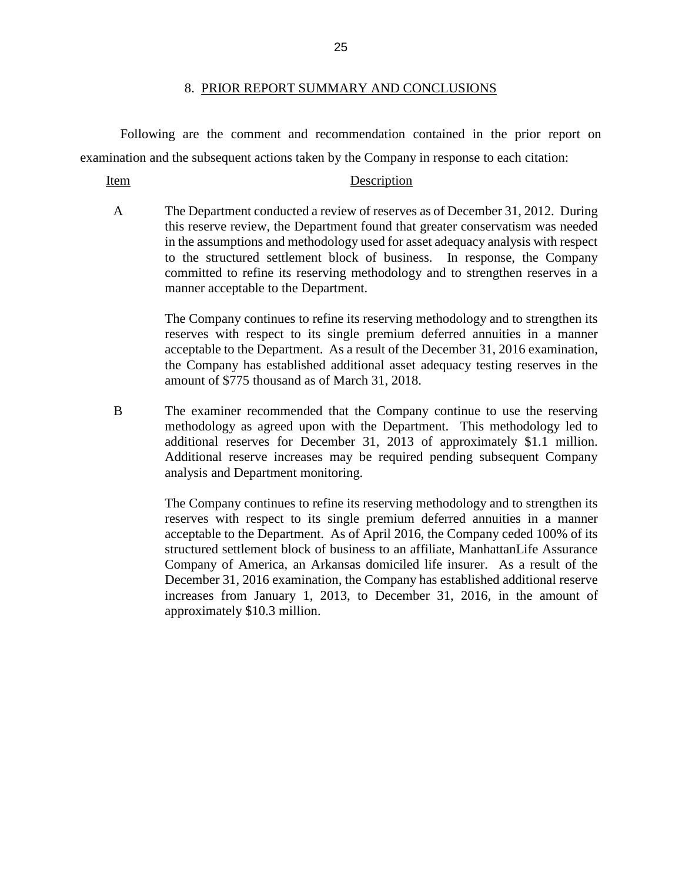## 8. PRIOR REPORT SUMMARY AND CONCLUSIONS

Following are the comment and recommendation contained in the prior report on examination and the subsequent actions taken by the Company in response to each citation:

| Item | Description |
|---|---|
| A | The Department conducted a review of reserves as of December 31, 2012. During this reserve review, the Department found that greater conservatism was needed in the assumptions and methodology used for asset adequacy analysis with respect to the structured settlement block of business. In response, the Company committed to refine its reserving methodology and to strengthen reserves in a manner acceptable to the Department.<br><br>The Company continues to refine its reserving methodology and to strengthen its reserves with respect to its single premium deferred annuities in a manner acceptable to the Department. As a result of the December 31, 2016 examination, the Company has established additional asset adequacy testing reserves in the amount of $775 thousand as of March 31, 2018. |
| B | The examiner recommended that the Company continue to use the reserving methodology as agreed upon with the Department. This methodology led to additional reserves for December 31, 2013 of approximately $1.1 million. Additional reserve increases may be required pending subsequent Company analysis and Department monitoring.<br><br>The Company continues to refine its reserving methodology and to strengthen its reserves with respect to its single premium deferred annuities in a manner acceptable to the Department. As of April 2016, the Company ceded 100% of its structured settlement block of business to an affiliate, ManhattanLife Assurance Company of America, an Arkansas domiciled life insurer. As a result of the December 31, 2016 examination, the Company has established additional reserve increases from January 1, 2013, to December 31, 2016, in the amount of approximately $10.3 million. |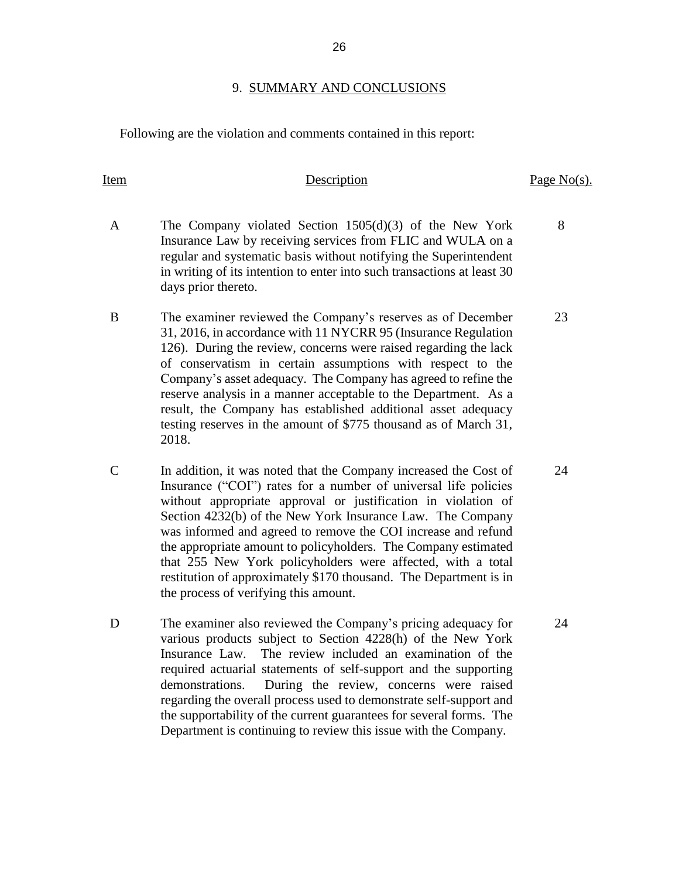## 9. SUMMARY AND CONCLUSIONS

Following are the violation and comments contained in this report:

| Item | Description | Page No(s). |
|---|---|---|
| A | The Company violated Section 1505(d)(3) of the New York Insurance Law by receiving services from FLIC and WULA on a regular and systematic basis without notifying the Superintendent in writing of its intention to enter into such transactions at least 30 days prior thereto. | 8 |
| B | The examiner reviewed the Company's reserves as of December 31, 2016, in accordance with 11 NYCRR 95 (Insurance Regulation 126). During the review, concerns were raised regarding the lack of conservatism in certain assumptions with respect to the Company's asset adequacy. The Company has agreed to refine the reserve analysis in a manner acceptable to the Department. As a result, the Company has established additional asset adequacy testing reserves in the amount of $775 thousand as of March 31, 2018. | 23 |
| C | In addition, it was noted that the Company increased the Cost of Insurance ("COI") rates for a number of universal life policies without appropriate approval or justification in violation of Section 4232(b) of the New York Insurance Law. The Company was informed and agreed to remove the COI increase and refund the appropriate amount to policyholders. The Company estimated that 255 New York policyholders were affected, with a total restitution of approximately $170 thousand. The Department is in the process of verifying this amount. | 24 |
| D | The examiner also reviewed the Company's pricing adequacy for various products subject to Section 4228(h) of the New York Insurance Law. The review included an examination of the required actuarial statements of self-support and the supporting demonstrations. During the review, concerns were raised regarding the overall process used to demonstrate self-support and the supportability of the current guarantees for several forms. The Department is continuing to review this issue with the Company. | 24 |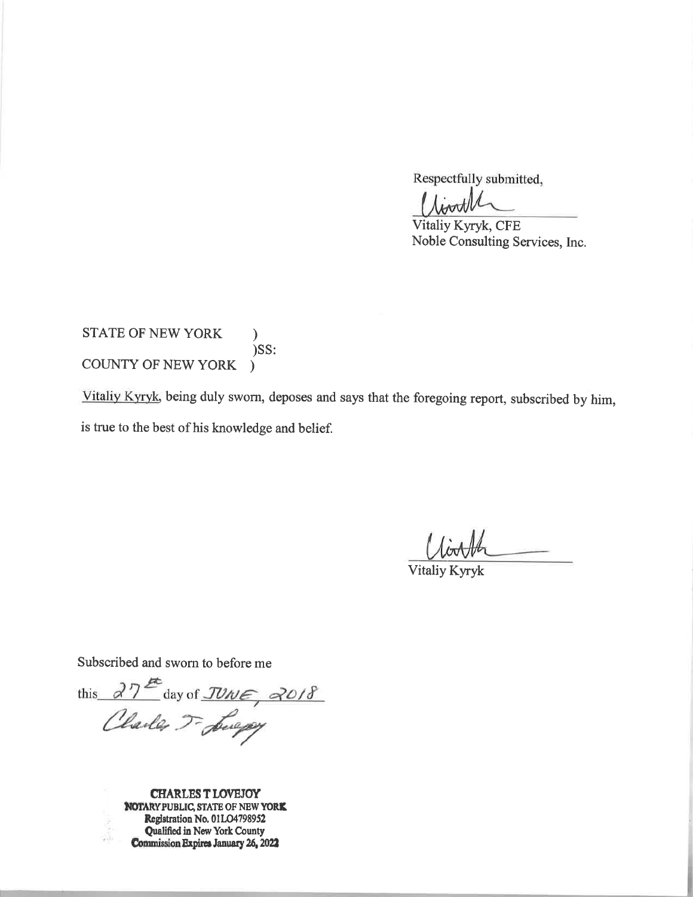Respectfully submitted,

Vitaliy Kyryk, CFE
Noble Consulting Services, Inc.

STATE OF NEW YORK )
)SS:
COUNTY OF NEW YORK )

Vitaliy Kyryk, being duly sworn, deposes and says that the foregoing report, subscribed by him, is true to the best of his knowledge and belief.

Vitaliy Kyryk

Subscribed and sworn to before me

this 27th day of JUNE, 2018

**CHARLES T LOVEJOY**
**NOTARY PUBLIC, STATE OF NEW YORK**
**Registration No. 01LO4798952**
**Qualified in New York County**
**Commission Expires January 26, 2022**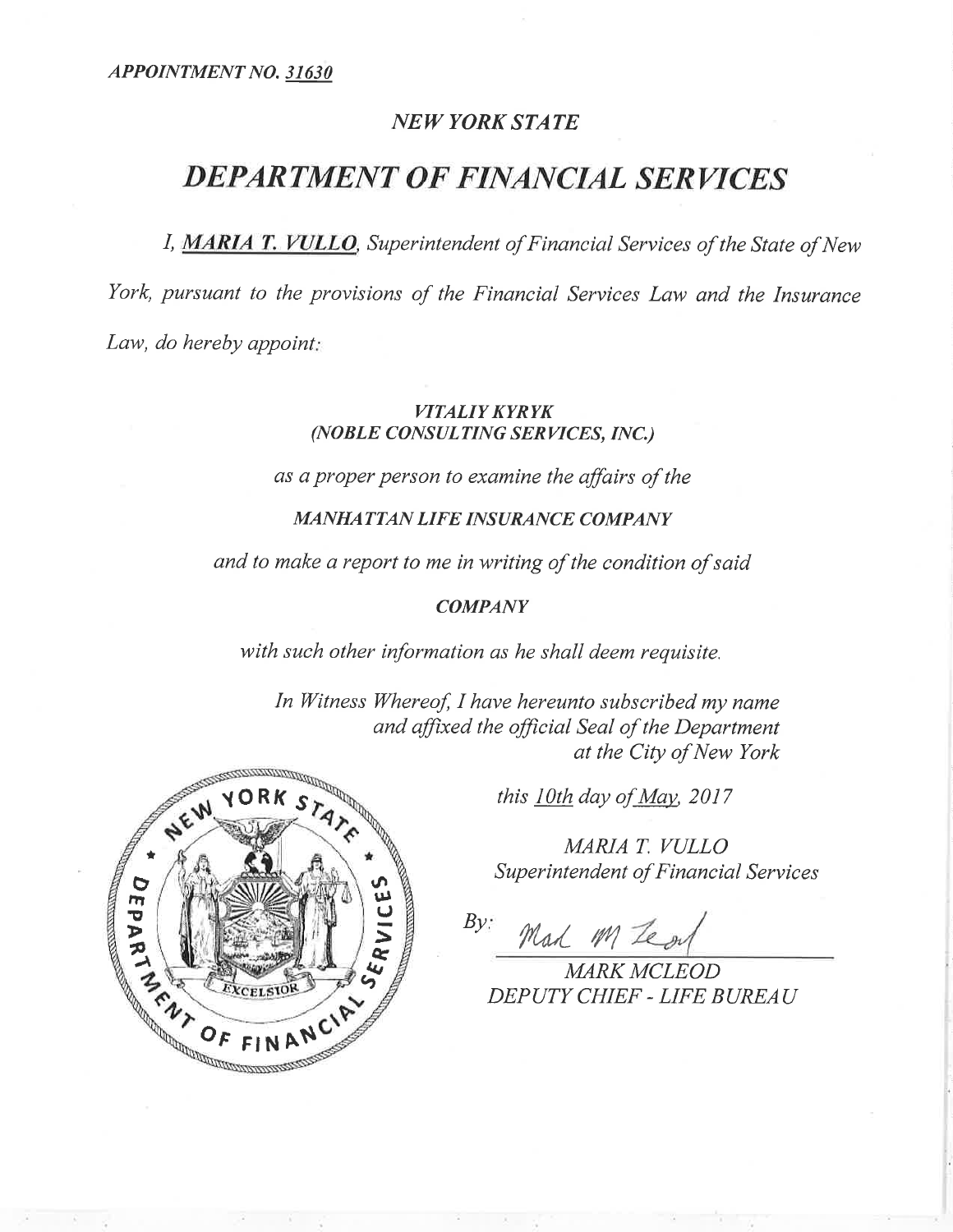*APPOINTMENT NO. 31630*

*NEW YORK STATE*

# *DEPARTMENT OF FINANCIAL SERVICES*

*I, **MARIA T. VULLO**, Superintendent of Financial Services of the State of New York, pursuant to the provisions of the Financial Services Law and the Insurance Law, do hereby appoint:*

***VITALIY KYRYK***
***(NOBLE CONSULTING SERVICES, INC.)***

*as a proper person to examine the affairs of the*

***MANHATTAN LIFE INSURANCE COMPANY***

*and to make a report to me in writing of the condition of said*

***COMPANY***

*with such other information as he shall deem requisite.*

*In Witness Whereof, I have hereunto subscribed my name and affixed the official Seal of the Department at the City of New York*

*this 10th day of May, 2017*

*MARIA T. VULLO*
*Superintendent of Financial Services*

*By:* Mark McLeod

*MARK MCLEOD*
*DEPUTY CHIEF - LIFE BUREAU*